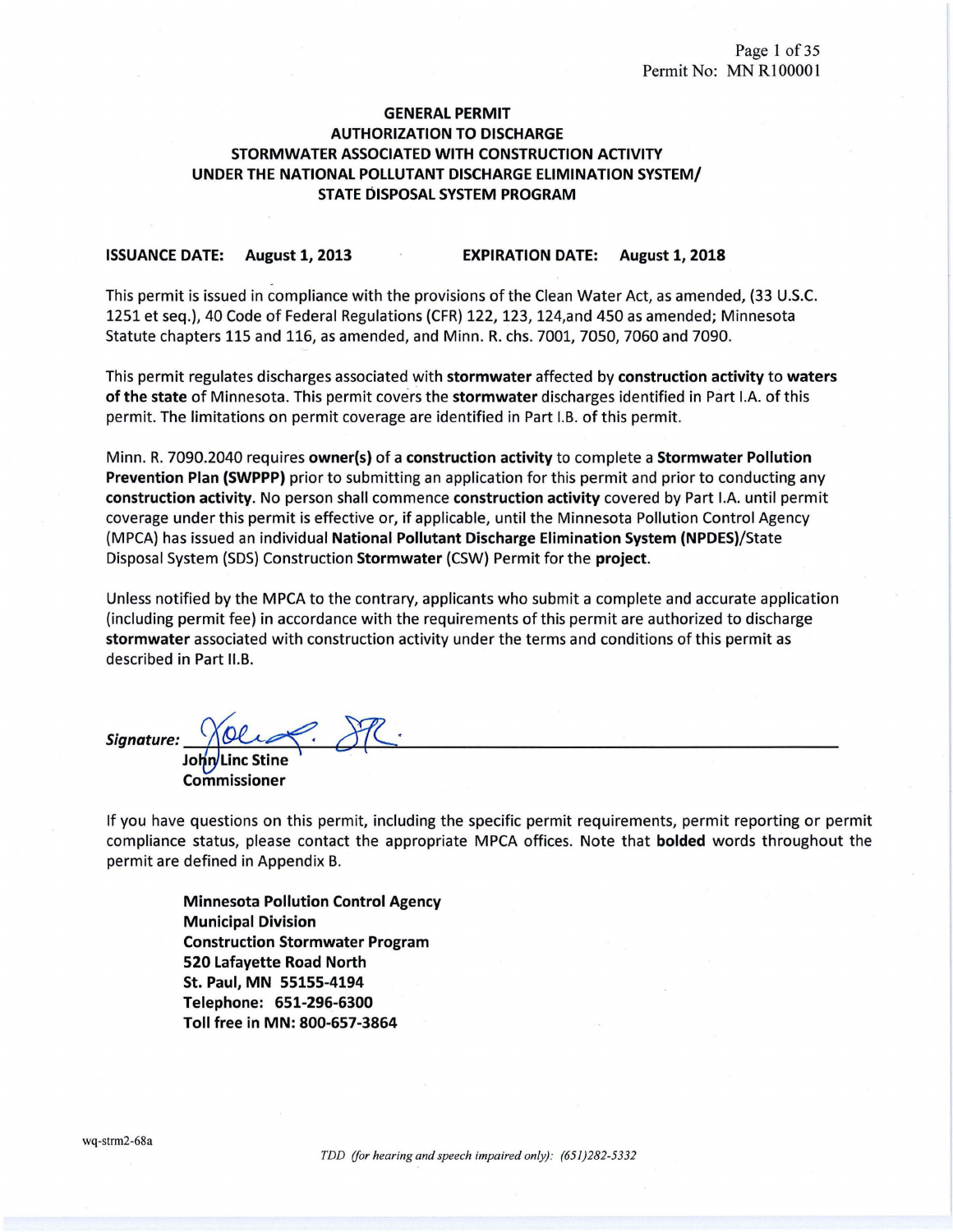# GENERAL PERMIT
## AUTHORIZATION TO DISCHARGE
## STORMWATER ASSOCIATED WITH CONSTRUCTION ACTIVITY
## UNDER THE NATIONAL POLLUTANT DISCHARGE ELIMINATION SYSTEM/
## STATE DISPOSAL SYSTEM PROGRAM

**ISSUANCE DATE: August 1, 2013** **EXPIRATION DATE: August 1, 2018**

This permit is issued in compliance with the provisions of the Clean Water Act, as amended, (33 U.S.C. 1251 et seq.), 40 Code of Federal Regulations (CFR) 122, 123, 124,and 450 as amended; Minnesota Statute chapters 115 and 116, as amended, and Minn. R. chs. 7001, 7050, 7060 and 7090.

This permit regulates discharges associated with **stormwater** affected by **construction activity** to **waters of the state** of Minnesota. This permit covers the **stormwater** discharges identified in Part I.A. of this permit. The limitations on permit coverage are identified in Part I.B. of this permit.

Minn. R. 7090.2040 requires **owner(s)** of a **construction activity** to complete a **Stormwater Pollution Prevention Plan (SWPPP)** prior to submitting an application for this permit and prior to conducting any **construction activity**. No person shall commence **construction activity** covered by Part I.A. until permit coverage under this permit is effective or, if applicable, until the Minnesota Pollution Control Agency (MPCA) has issued an individual **National Pollutant Discharge Elimination System (NPDES)**/State Disposal System (SDS) Construction **Stormwater** (CSW) Permit for the **project**.

Unless notified by the MPCA to the contrary, applicants who submit a complete and accurate application (including permit fee) in accordance with the requirements of this permit are authorized to discharge **stormwater** associated with construction activity under the terms and conditions of this permit as described in Part II.B.

***Signature:*** ______________________________
**John Linc Stine**
**Commissioner**

If you have questions on this permit, including the specific permit requirements, permit reporting or permit compliance status, please contact the appropriate MPCA offices. Note that **bolded** words throughout the permit are defined in Appendix B.

**Minnesota Pollution Control Agency**
**Municipal Division**
**Construction Stormwater Program**
**520 Lafayette Road North**
**St. Paul, MN 55155-4194**
**Telephone: 651-296-6300**
**Toll free in MN: 800-657-3864**

wq-strm2-68a

*TDD (for hearing and speech impaired only): (651)282-5332*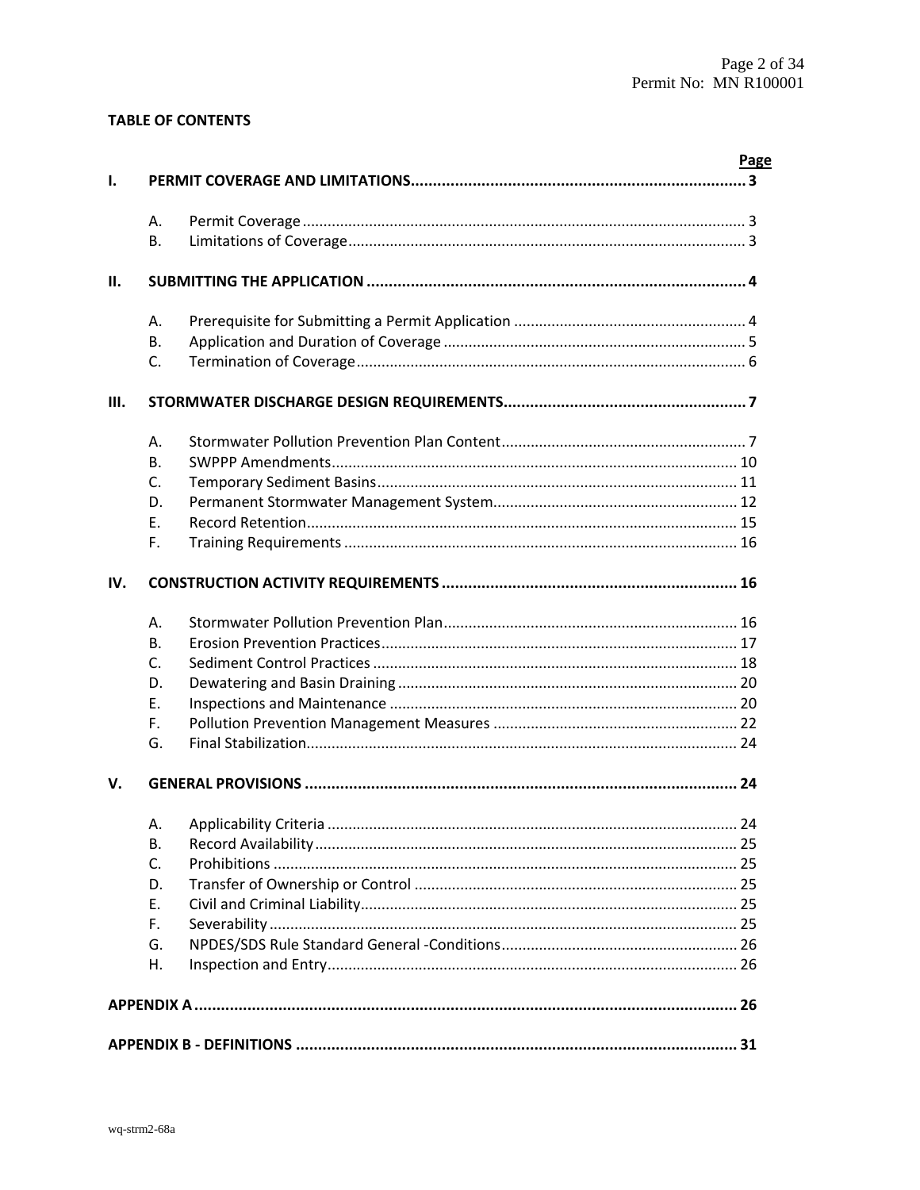**TABLE OF CONTENTS**

| | | | Page |
|---|---|---|---|
| **I.** | **PERMIT COVERAGE AND LIMITATIONS** | | **3** |
| | A. | Permit Coverage | 3 |
| | B. | Limitations of Coverage | 3 |
| **II.** | **SUBMITTING THE APPLICATION** | | **4** |
| | A. | Prerequisite for Submitting a Permit Application | 4 |
| | B. | Application and Duration of Coverage | 5 |
| | C. | Termination of Coverage | 6 |
| **III.** | **STORMWATER DISCHARGE DESIGN REQUIREMENTS** | | **7** |
| | A. | Stormwater Pollution Prevention Plan Content | 7 |
| | B. | SWPPP Amendments | 10 |
| | C. | Temporary Sediment Basins | 11 |
| | D. | Permanent Stormwater Management System | 12 |
| | E. | Record Retention | 15 |
| | F. | Training Requirements | 16 |
| **IV.** | **CONSTRUCTION ACTIVITY REQUIREMENTS** | | **16** |
| | A. | Stormwater Pollution Prevention Plan | 16 |
| | B. | Erosion Prevention Practices | 17 |
| | C. | Sediment Control Practices | 18 |
| | D. | Dewatering and Basin Draining | 20 |
| | E. | Inspections and Maintenance | 20 |
| | F. | Pollution Prevention Management Measures | 22 |
| | G. | Final Stabilization | 24 |
| **V.** | **GENERAL PROVISIONS** | | **24** |
| | A. | Applicability Criteria | 24 |
| | B. | Record Availability | 25 |
| | C. | Prohibitions | 25 |
| | D. | Transfer of Ownership or Control | 25 |
| | E. | Civil and Criminal Liability | 25 |
| | F. | Severability | 25 |
| | G. | NPDES/SDS Rule Standard General -Conditions | 26 |
| | H. | Inspection and Entry | 26 |
| **APPENDIX A** | | | **26** |
| **APPENDIX B - DEFINITIONS** | | | **31** |

wq-strm2-68a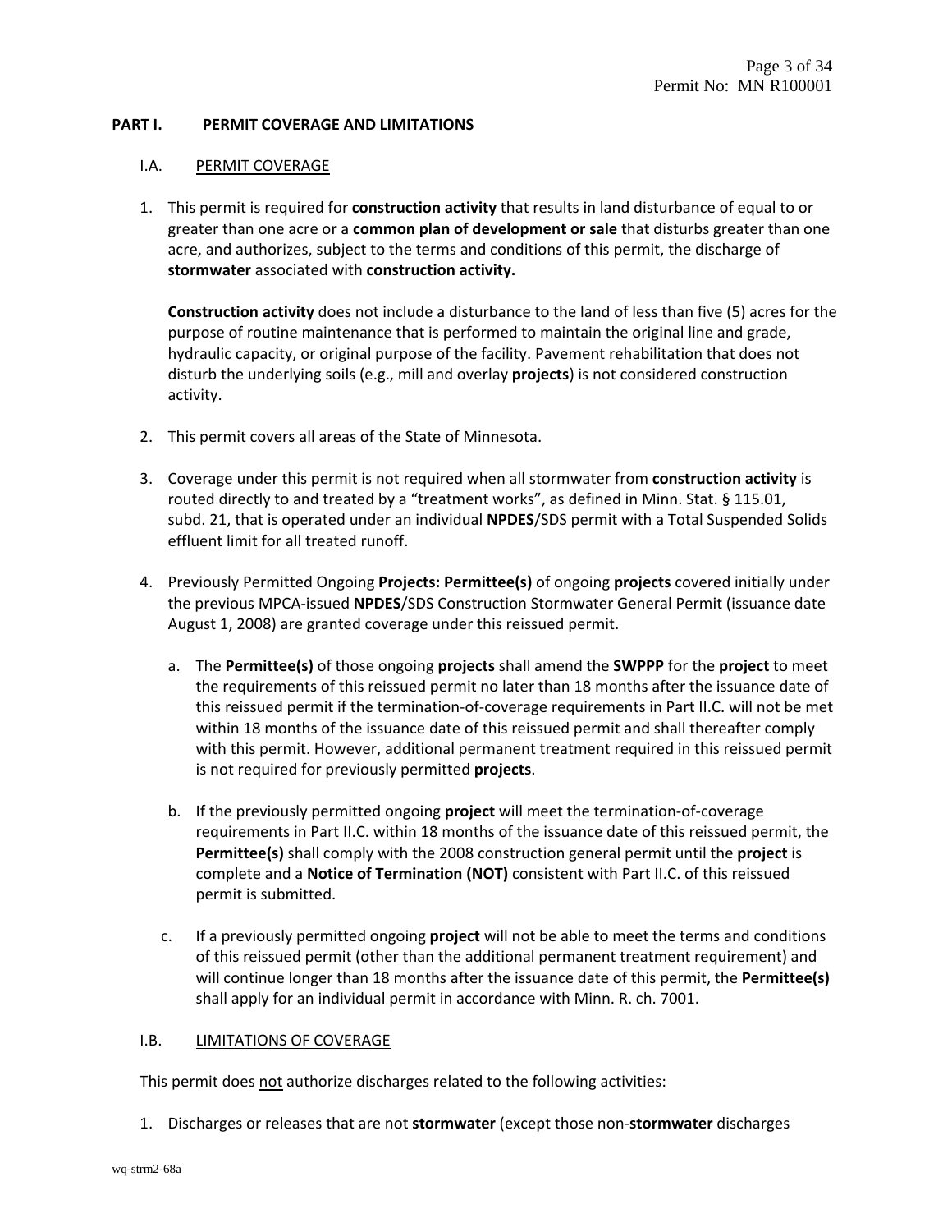## PART I. PERMIT COVERAGE AND LIMITATIONS

### I.A. PERMIT COVERAGE

1. This permit is required for **construction activity** that results in land disturbance of equal to or greater than one acre or a **common plan of development or sale** that disturbs greater than one acre, and authorizes, subject to the terms and conditions of this permit, the discharge of **stormwater** associated with **construction activity.**

   **Construction activity** does not include a disturbance to the land of less than five (5) acres for the purpose of routine maintenance that is performed to maintain the original line and grade, hydraulic capacity, or original purpose of the facility. Pavement rehabilitation that does not disturb the underlying soils (e.g., mill and overlay **projects**) is not considered construction activity.

2. This permit covers all areas of the State of Minnesota.

3. Coverage under this permit is not required when all stormwater from **construction activity** is routed directly to and treated by a "treatment works", as defined in Minn. Stat. § 115.01, subd. 21, that is operated under an individual **NPDES**/SDS permit with a Total Suspended Solids effluent limit for all treated runoff.

4. Previously Permitted Ongoing **Projects: Permittee(s)** of ongoing **projects** covered initially under the previous MPCA-issued **NPDES**/SDS Construction Stormwater General Permit (issuance date August 1, 2008) are granted coverage under this reissued permit.

   a. The **Permittee(s)** of those ongoing **projects** shall amend the **SWPPP** for the **project** to meet the requirements of this reissued permit no later than 18 months after the issuance date of this reissued permit if the termination-of-coverage requirements in Part II.C. will not be met within 18 months of the issuance date of this reissued permit and shall thereafter comply with this permit. However, additional permanent treatment required in this reissued permit is not required for previously permitted **projects**.

   b. If the previously permitted ongoing **project** will meet the termination-of-coverage requirements in Part II.C. within 18 months of the issuance date of this reissued permit, the **Permittee(s)** shall comply with the 2008 construction general permit until the **project** is complete and a **Notice of Termination (NOT)** consistent with Part II.C. of this reissued permit is submitted.

   c. If a previously permitted ongoing **project** will not be able to meet the terms and conditions of this reissued permit (other than the additional permanent treatment requirement) and will continue longer than 18 months after the issuance date of this permit, the **Permittee(s)** shall apply for an individual permit in accordance with Minn. R. ch. 7001.

### I.B. LIMITATIONS OF COVERAGE

This permit does not authorize discharges related to the following activities:

1. Discharges or releases that are not **stormwater** (except those non-**stormwater** discharges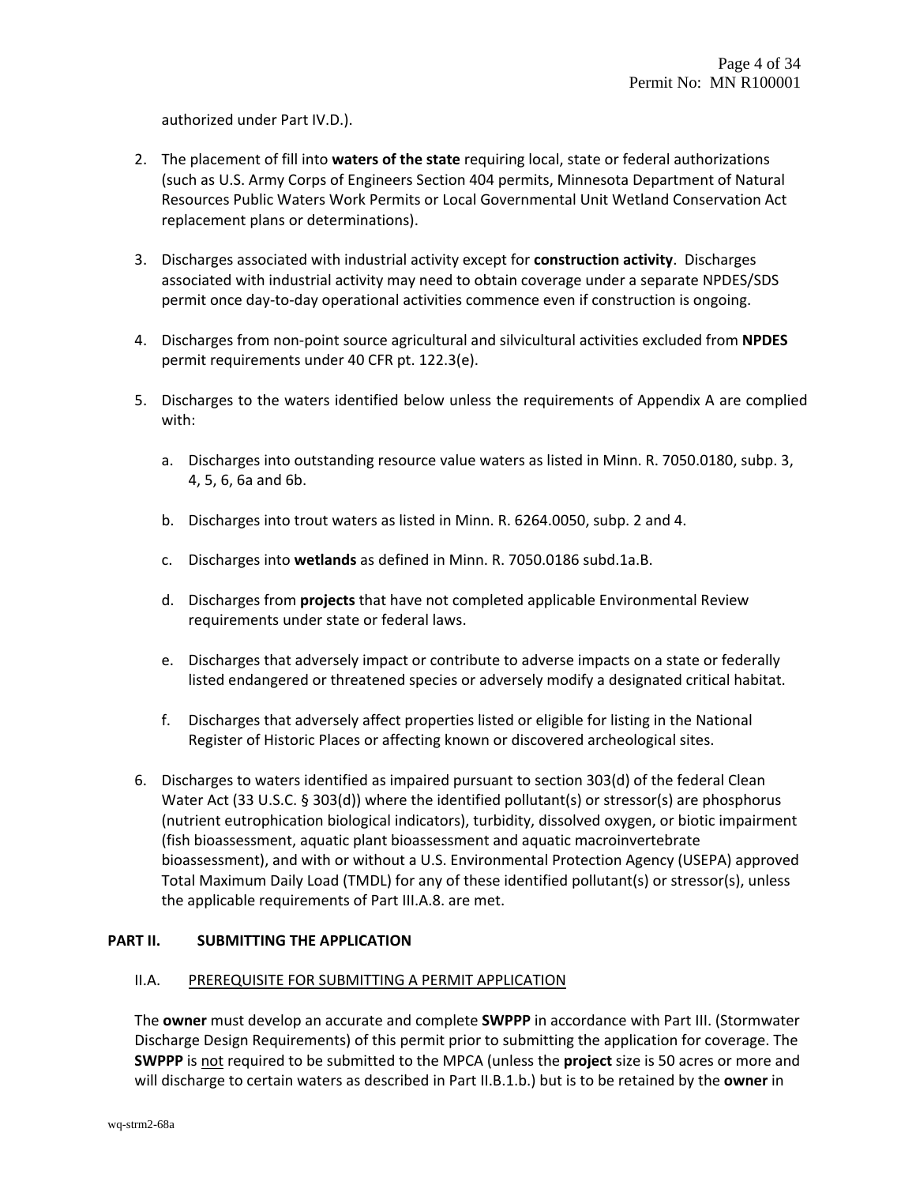authorized under Part IV.D.).

2. The placement of fill into **waters of the state** requiring local, state or federal authorizations (such as U.S. Army Corps of Engineers Section 404 permits, Minnesota Department of Natural Resources Public Waters Work Permits or Local Governmental Unit Wetland Conservation Act replacement plans or determinations).

3. Discharges associated with industrial activity except for **construction activity**. Discharges associated with industrial activity may need to obtain coverage under a separate NPDES/SDS permit once day-to-day operational activities commence even if construction is ongoing.

4. Discharges from non-point source agricultural and silvicultural activities excluded from **NPDES** permit requirements under 40 CFR pt. 122.3(e).

5. Discharges to the waters identified below unless the requirements of Appendix A are complied with:

   a. Discharges into outstanding resource value waters as listed in Minn. R. 7050.0180, subp. 3, 4, 5, 6, 6a and 6b.

   b. Discharges into trout waters as listed in Minn. R. 6264.0050, subp. 2 and 4.

   c. Discharges into **wetlands** as defined in Minn. R. 7050.0186 subd.1a.B.

   d. Discharges from **projects** that have not completed applicable Environmental Review requirements under state or federal laws.

   e. Discharges that adversely impact or contribute to adverse impacts on a state or federally listed endangered or threatened species or adversely modify a designated critical habitat.

   f. Discharges that adversely affect properties listed or eligible for listing in the National Register of Historic Places or affecting known or discovered archeological sites.

6. Discharges to waters identified as impaired pursuant to section 303(d) of the federal Clean Water Act (33 U.S.C. § 303(d)) where the identified pollutant(s) or stressor(s) are phosphorus (nutrient eutrophication biological indicators), turbidity, dissolved oxygen, or biotic impairment (fish bioassessment, aquatic plant bioassessment and aquatic macroinvertebrate bioassessment), and with or without a U.S. Environmental Protection Agency (USEPA) approved Total Maximum Daily Load (TMDL) for any of these identified pollutant(s) or stressor(s), unless the applicable requirements of Part III.A.8. are met.

## PART II. SUBMITTING THE APPLICATION

### II.A. PREREQUISITE FOR SUBMITTING A PERMIT APPLICATION

The **owner** must develop an accurate and complete **SWPPP** in accordance with Part III. (Stormwater Discharge Design Requirements) of this permit prior to submitting the application for coverage. The **SWPPP** is not required to be submitted to the MPCA (unless the **project** size is 50 acres or more and will discharge to certain waters as described in Part II.B.1.b.) but is to be retained by the **owner** in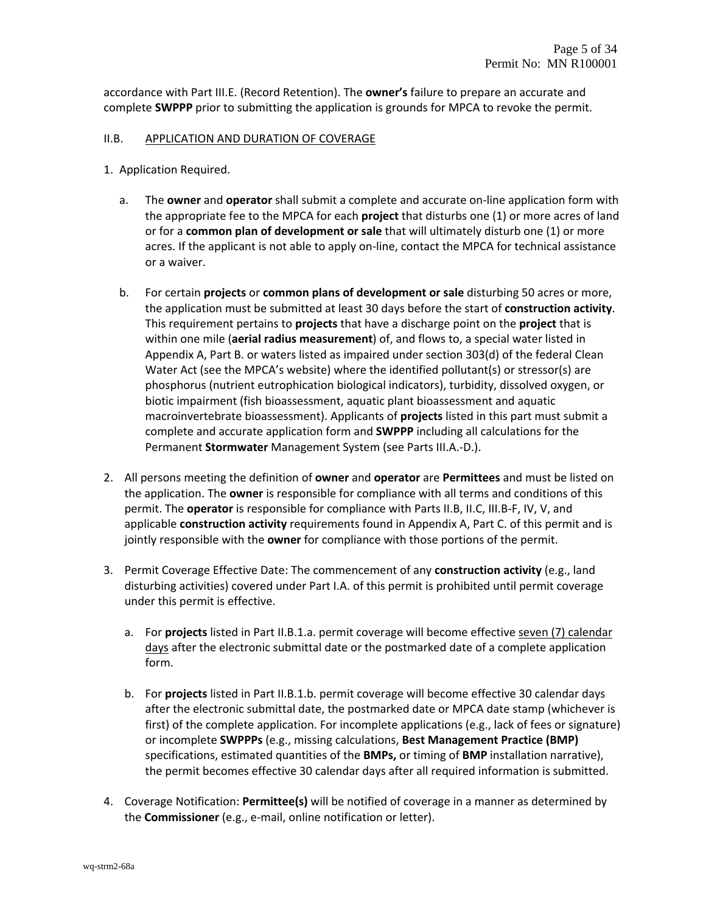accordance with Part III.E. (Record Retention). The **owner's** failure to prepare an accurate and complete **SWPPP** prior to submitting the application is grounds for MPCA to revoke the permit.

II.B. APPLICATION AND DURATION OF COVERAGE

1. Application Required.

   a. The **owner** and **operator** shall submit a complete and accurate on-line application form with the appropriate fee to the MPCA for each **project** that disturbs one (1) or more acres of land or for a **common plan of development or sale** that will ultimately disturb one (1) or more acres. If the applicant is not able to apply on-line, contact the MPCA for technical assistance or a waiver.

   b. For certain **projects** or **common plans of development or sale** disturbing 50 acres or more, the application must be submitted at least 30 days before the start of **construction activity**. This requirement pertains to **projects** that have a discharge point on the **project** that is within one mile (**aerial radius measurement**) of, and flows to, a special water listed in Appendix A, Part B. or waters listed as impaired under section 303(d) of the federal Clean Water Act (see the MPCA's website) where the identified pollutant(s) or stressor(s) are phosphorus (nutrient eutrophication biological indicators), turbidity, dissolved oxygen, or biotic impairment (fish bioassessment, aquatic plant bioassessment and aquatic macroinvertebrate bioassessment). Applicants of **projects** listed in this part must submit a complete and accurate application form and **SWPPP** including all calculations for the Permanent **Stormwater** Management System (see Parts III.A.-D.).

2. All persons meeting the definition of **owner** and **operator** are **Permittees** and must be listed on the application. The **owner** is responsible for compliance with all terms and conditions of this permit. The **operator** is responsible for compliance with Parts II.B, II.C, III.B-F, IV, V, and applicable **construction activity** requirements found in Appendix A, Part C. of this permit and is jointly responsible with the **owner** for compliance with those portions of the permit.

3. Permit Coverage Effective Date: The commencement of any **construction activity** (e.g., land disturbing activities) covered under Part I.A. of this permit is prohibited until permit coverage under this permit is effective.

   a. For **projects** listed in Part II.B.1.a. permit coverage will become effective seven (7) calendar days after the electronic submittal date or the postmarked date of a complete application form.

   b. For **projects** listed in Part II.B.1.b. permit coverage will become effective 30 calendar days after the electronic submittal date, the postmarked date or MPCA date stamp (whichever is first) of the complete application. For incomplete applications (e.g., lack of fees or signature) or incomplete **SWPPPs** (e.g., missing calculations, **Best Management Practice (BMP)** specifications, estimated quantities of the **BMPs,** or timing of **BMP** installation narrative), the permit becomes effective 30 calendar days after all required information is submitted.

4. Coverage Notification: **Permittee(s)** will be notified of coverage in a manner as determined by the **Commissioner** (e.g., e-mail, online notification or letter).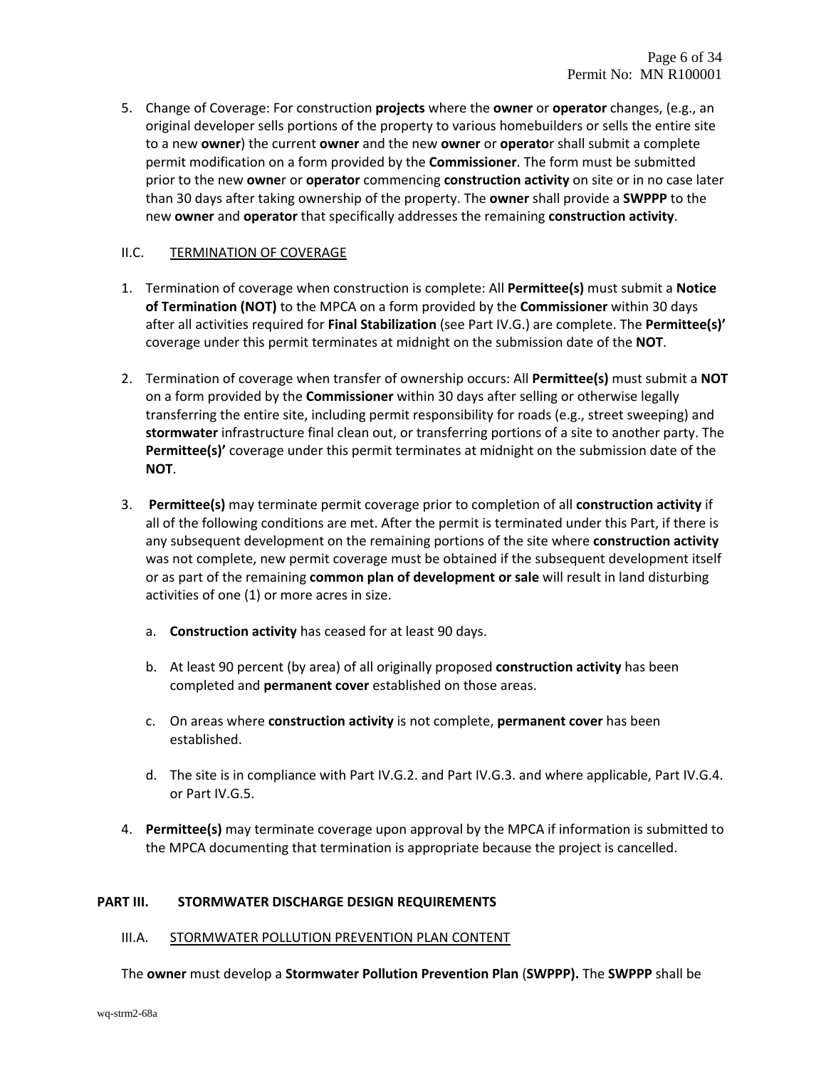5. Change of Coverage: For construction **projects** where the **owner** or **operator** changes, (e.g., an original developer sells portions of the property to various homebuilders or sells the entire site to a new **owner**) the current **owner** and the new **owner** or **operato**r shall submit a complete permit modification on a form provided by the **Commissioner**. The form must be submitted prior to the new **owne**r or **operator** commencing **construction activity** on site or in no case later than 30 days after taking ownership of the property. The **owner** shall provide a **SWPPP** to the new **owner** and **operator** that specifically addresses the remaining **construction activity**.

### II.C. TERMINATION OF COVERAGE

1. Termination of coverage when construction is complete: All **Permittee(s)** must submit a **Notice of Termination (NOT)** to the MPCA on a form provided by the **Commissioner** within 30 days after all activities required for **Final Stabilization** (see Part IV.G.) are complete. The **Permittee(s)'** coverage under this permit terminates at midnight on the submission date of the **NOT**.

2. Termination of coverage when transfer of ownership occurs: All **Permittee(s)** must submit a **NOT** on a form provided by the **Commissioner** within 30 days after selling or otherwise legally transferring the entire site, including permit responsibility for roads (e.g., street sweeping) and **stormwater** infrastructure final clean out, or transferring portions of a site to another party. The **Permittee(s)'** coverage under this permit terminates at midnight on the submission date of the **NOT**.

3. **Permittee(s)** may terminate permit coverage prior to completion of all **construction activity** if all of the following conditions are met. After the permit is terminated under this Part, if there is any subsequent development on the remaining portions of the site where **construction activity** was not complete, new permit coverage must be obtained if the subsequent development itself or as part of the remaining **common plan of development or sale** will result in land disturbing activities of one (1) or more acres in size.

   a. **Construction activity** has ceased for at least 90 days.

   b. At least 90 percent (by area) of all originally proposed **construction activity** has been completed and **permanent cover** established on those areas.

   c. On areas where **construction activity** is not complete, **permanent cover** has been established.

   d. The site is in compliance with Part IV.G.2. and Part IV.G.3. and where applicable, Part IV.G.4. or Part IV.G.5.

4. **Permittee(s)** may terminate coverage upon approval by the MPCA if information is submitted to the MPCA documenting that termination is appropriate because the project is cancelled.

## PART III. STORMWATER DISCHARGE DESIGN REQUIREMENTS

### III.A. STORMWATER POLLUTION PREVENTION PLAN CONTENT

The **owner** must develop a **Stormwater Pollution Prevention Plan** (**SWPPP).** The **SWPPP** shall be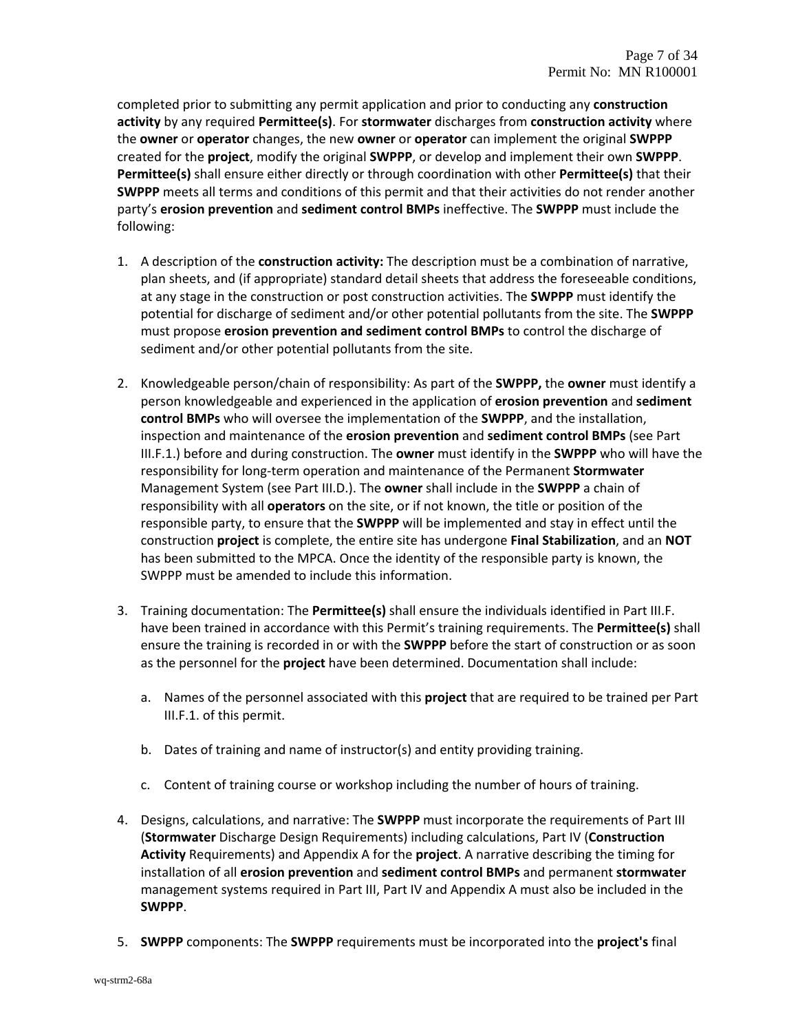completed prior to submitting any permit application and prior to conducting any **construction activity** by any required **Permittee(s)**. For **stormwater** discharges from **construction activity** where the **owner** or **operator** changes, the new **owner** or **operator** can implement the original **SWPPP** created for the **project**, modify the original **SWPPP**, or develop and implement their own **SWPPP**. **Permittee(s)** shall ensure either directly or through coordination with other **Permittee(s)** that their **SWPPP** meets all terms and conditions of this permit and that their activities do not render another party's **erosion prevention** and **sediment control BMPs** ineffective. The **SWPPP** must include the following:

1. A description of the **construction activity:** The description must be a combination of narrative, plan sheets, and (if appropriate) standard detail sheets that address the foreseeable conditions, at any stage in the construction or post construction activities. The **SWPPP** must identify the potential for discharge of sediment and/or other potential pollutants from the site. The **SWPPP** must propose **erosion prevention and sediment control BMPs** to control the discharge of sediment and/or other potential pollutants from the site.

2. Knowledgeable person/chain of responsibility: As part of the **SWPPP,** the **owner** must identify a person knowledgeable and experienced in the application of **erosion prevention** and **sediment control BMPs** who will oversee the implementation of the **SWPPP**, and the installation, inspection and maintenance of the **erosion prevention** and **sediment control BMPs** (see Part III.F.1.) before and during construction. The **owner** must identify in the **SWPPP** who will have the responsibility for long-term operation and maintenance of the Permanent **Stormwater** Management System (see Part III.D.). The **owner** shall include in the **SWPPP** a chain of responsibility with all **operators** on the site, or if not known, the title or position of the responsible party, to ensure that the **SWPPP** will be implemented and stay in effect until the construction **project** is complete, the entire site has undergone **Final Stabilization**, and an **NOT** has been submitted to the MPCA. Once the identity of the responsible party is known, the SWPPP must be amended to include this information.

3. Training documentation: The **Permittee(s)** shall ensure the individuals identified in Part III.F. have been trained in accordance with this Permit's training requirements. The **Permittee(s)** shall ensure the training is recorded in or with the **SWPPP** before the start of construction or as soon as the personnel for the **project** have been determined. Documentation shall include:

   a. Names of the personnel associated with this **project** that are required to be trained per Part III.F.1. of this permit.

   b. Dates of training and name of instructor(s) and entity providing training.

   c. Content of training course or workshop including the number of hours of training.

4. Designs, calculations, and narrative: The **SWPPP** must incorporate the requirements of Part III (**Stormwater** Discharge Design Requirements) including calculations, Part IV (**Construction Activity** Requirements) and Appendix A for the **project**. A narrative describing the timing for installation of all **erosion prevention** and **sediment control BMPs** and permanent **stormwater** management systems required in Part III, Part IV and Appendix A must also be included in the **SWPPP**.

5. **SWPPP** components: The **SWPPP** requirements must be incorporated into the **project's** final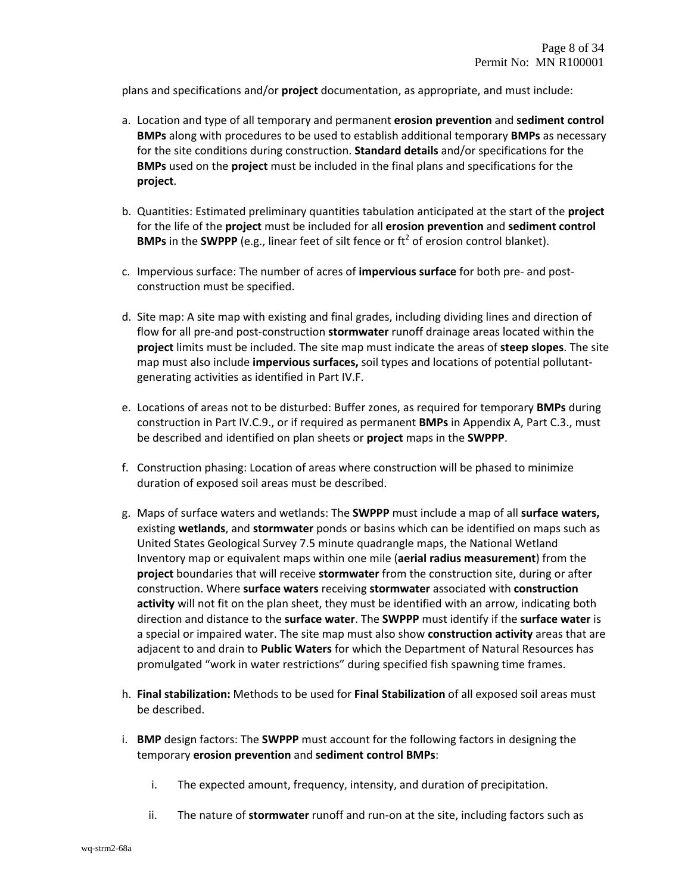plans and specifications and/or **project** documentation, as appropriate, and must include:

a. Location and type of all temporary and permanent **erosion prevention** and **sediment control BMPs** along with procedures to be used to establish additional temporary **BMPs** as necessary for the site conditions during construction. **Standard details** and/or specifications for the **BMPs** used on the **project** must be included in the final plans and specifications for the **project**.

b. Quantities: Estimated preliminary quantities tabulation anticipated at the start of the **project** for the life of the **project** must be included for all **erosion prevention** and **sediment control BMPs** in the **SWPPP** (e.g., linear feet of silt fence or $ft^2$ of erosion control blanket).

c. Impervious surface: The number of acres of **impervious surface** for both pre- and post-construction must be specified.

d. Site map: A site map with existing and final grades, including dividing lines and direction of flow for all pre-and post-construction **stormwater** runoff drainage areas located within the **project** limits must be included. The site map must indicate the areas of **steep slopes**. The site map must also include **impervious surfaces,** soil types and locations of potential pollutant-generating activities as identified in Part IV.F.

e. Locations of areas not to be disturbed: Buffer zones, as required for temporary **BMPs** during construction in Part IV.C.9., or if required as permanent **BMPs** in Appendix A, Part C.3., must be described and identified on plan sheets or **project** maps in the **SWPPP**.

f. Construction phasing: Location of areas where construction will be phased to minimize duration of exposed soil areas must be described.

g. Maps of surface waters and wetlands: The **SWPPP** must include a map of all **surface waters,** existing **wetlands**, and **stormwater** ponds or basins which can be identified on maps such as United States Geological Survey 7.5 minute quadrangle maps, the National Wetland Inventory map or equivalent maps within one mile (**aerial radius measurement**) from the **project** boundaries that will receive **stormwater** from the construction site, during or after construction. Where **surface waters** receiving **stormwater** associated with **construction activity** will not fit on the plan sheet, they must be identified with an arrow, indicating both direction and distance to the **surface water**. The **SWPPP** must identify if the **surface water** is a special or impaired water. The site map must also show **construction activity** areas that are adjacent to and drain to **Public Waters** for which the Department of Natural Resources has promulgated "work in water restrictions" during specified fish spawning time frames.

h. **Final stabilization:** Methods to be used for **Final Stabilization** of all exposed soil areas must be described.

i. **BMP** design factors: The **SWPPP** must account for the following factors in designing the temporary **erosion prevention** and **sediment control BMPs**:

   i. The expected amount, frequency, intensity, and duration of precipitation.

   ii. The nature of **stormwater** runoff and run-on at the site, including factors such as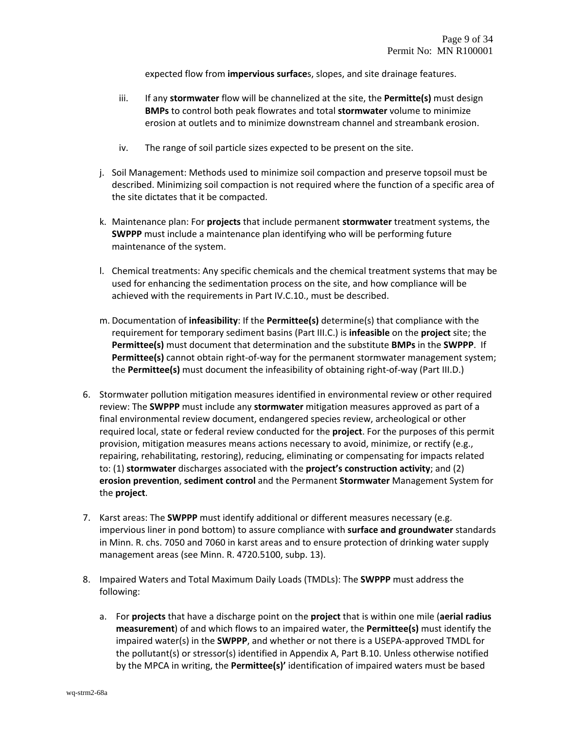expected flow from **impervious surface**s, slopes, and site drainage features.

iii. If any **stormwater** flow will be channelized at the site, the **Permitte(s)** must design **BMPs** to control both peak flowrates and total **stormwater** volume to minimize erosion at outlets and to minimize downstream channel and streambank erosion.

iv. The range of soil particle sizes expected to be present on the site.

j. Soil Management: Methods used to minimize soil compaction and preserve topsoil must be described. Minimizing soil compaction is not required where the function of a specific area of the site dictates that it be compacted.

k. Maintenance plan: For **projects** that include permanent **stormwater** treatment systems, the **SWPPP** must include a maintenance plan identifying who will be performing future maintenance of the system.

l. Chemical treatments: Any specific chemicals and the chemical treatment systems that may be used for enhancing the sedimentation process on the site, and how compliance will be achieved with the requirements in Part IV.C.10., must be described.

m. Documentation of **infeasibility**: If the **Permittee(s)** determine(s) that compliance with the requirement for temporary sediment basins (Part III.C.) is **infeasible** on the **project** site; the **Permittee(s)** must document that determination and the substitute **BMPs** in the **SWPPP**. If **Permittee(s)** cannot obtain right-of-way for the permanent stormwater management system; the **Permittee(s)** must document the infeasibility of obtaining right-of-way (Part III.D.)

6. Stormwater pollution mitigation measures identified in environmental review or other required review: The **SWPPP** must include any **stormwater** mitigation measures approved as part of a final environmental review document, endangered species review, archeological or other required local, state or federal review conducted for the **project**. For the purposes of this permit provision, mitigation measures means actions necessary to avoid, minimize, or rectify (e.g., repairing, rehabilitating, restoring), reducing, eliminating or compensating for impacts related to: (1) **stormwater** discharges associated with the **project's construction activity**; and (2) **erosion prevention**, **sediment control** and the Permanent **Stormwater** Management System for the **project**.

7. Karst areas: The **SWPPP** must identify additional or different measures necessary (e.g. impervious liner in pond bottom) to assure compliance with **surface and groundwater** standards in Minn. R. chs. 7050 and 7060 in karst areas and to ensure protection of drinking water supply management areas (see Minn. R. 4720.5100, subp. 13).

8. Impaired Waters and Total Maximum Daily Loads (TMDLs): The **SWPPP** must address the following:

   a. For **projects** that have a discharge point on the **project** that is within one mile (**aerial radius measurement**) of and which flows to an impaired water, the **Permittee(s)** must identify the impaired water(s) in the **SWPPP**, and whether or not there is a USEPA-approved TMDL for the pollutant(s) or stressor(s) identified in Appendix A, Part B.10. Unless otherwise notified by the MPCA in writing, the **Permittee(s)'** identification of impaired waters must be based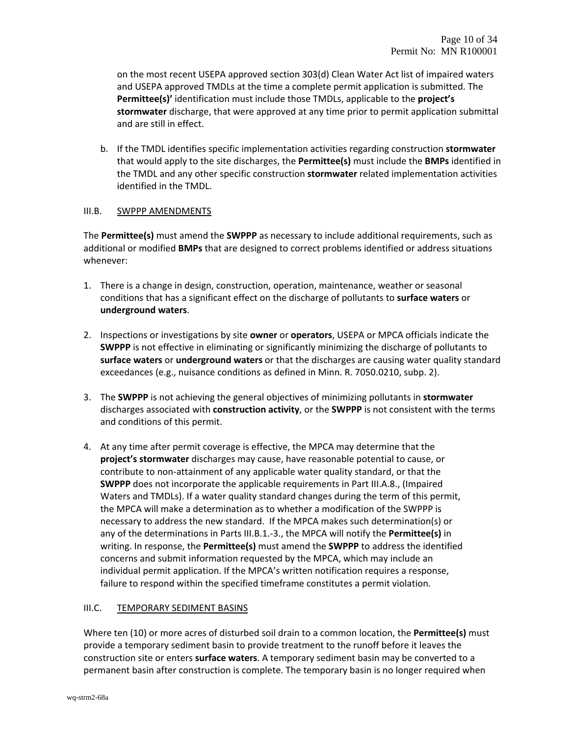on the most recent USEPA approved section 303(d) Clean Water Act list of impaired waters and USEPA approved TMDLs at the time a complete permit application is submitted. The **Permittee(s)'** identification must include those TMDLs, applicable to the **project's stormwater** discharge, that were approved at any time prior to permit application submittal and are still in effect.

b. If the TMDL identifies specific implementation activities regarding construction **stormwater** that would apply to the site discharges, the **Permittee(s)** must include the **BMPs** identified in the TMDL and any other specific construction **stormwater** related implementation activities identified in the TMDL.

## III.B. SWPPP AMENDMENTS

The **Permittee(s)** must amend the **SWPPP** as necessary to include additional requirements, such as additional or modified **BMPs** that are designed to correct problems identified or address situations whenever:

1. There is a change in design, construction, operation, maintenance, weather or seasonal conditions that has a significant effect on the discharge of pollutants to **surface waters** or **underground waters**.

2. Inspections or investigations by site **owner** or **operators**, USEPA or MPCA officials indicate the **SWPPP** is not effective in eliminating or significantly minimizing the discharge of pollutants to **surface waters** or **underground waters** or that the discharges are causing water quality standard exceedances (e.g., nuisance conditions as defined in Minn. R. 7050.0210, subp. 2).

3. The **SWPPP** is not achieving the general objectives of minimizing pollutants in **stormwater** discharges associated with **construction activity**, or the **SWPPP** is not consistent with the terms and conditions of this permit.

4. At any time after permit coverage is effective, the MPCA may determine that the **project's stormwater** discharges may cause, have reasonable potential to cause, or contribute to non-attainment of any applicable water quality standard, or that the **SWPPP** does not incorporate the applicable requirements in Part III.A.8., (Impaired Waters and TMDLs). If a water quality standard changes during the term of this permit, the MPCA will make a determination as to whether a modification of the SWPPP is necessary to address the new standard. If the MPCA makes such determination(s) or any of the determinations in Parts III.B.1.-3., the MPCA will notify the **Permittee(s)** in writing. In response, the **Permittee(s)** must amend the **SWPPP** to address the identified concerns and submit information requested by the MPCA, which may include an individual permit application. If the MPCA's written notification requires a response, failure to respond within the specified timeframe constitutes a permit violation.

## III.C. TEMPORARY SEDIMENT BASINS

Where ten (10) or more acres of disturbed soil drain to a common location, the **Permittee(s)** must provide a temporary sediment basin to provide treatment to the runoff before it leaves the construction site or enters **surface waters**. A temporary sediment basin may be converted to a permanent basin after construction is complete. The temporary basin is no longer required when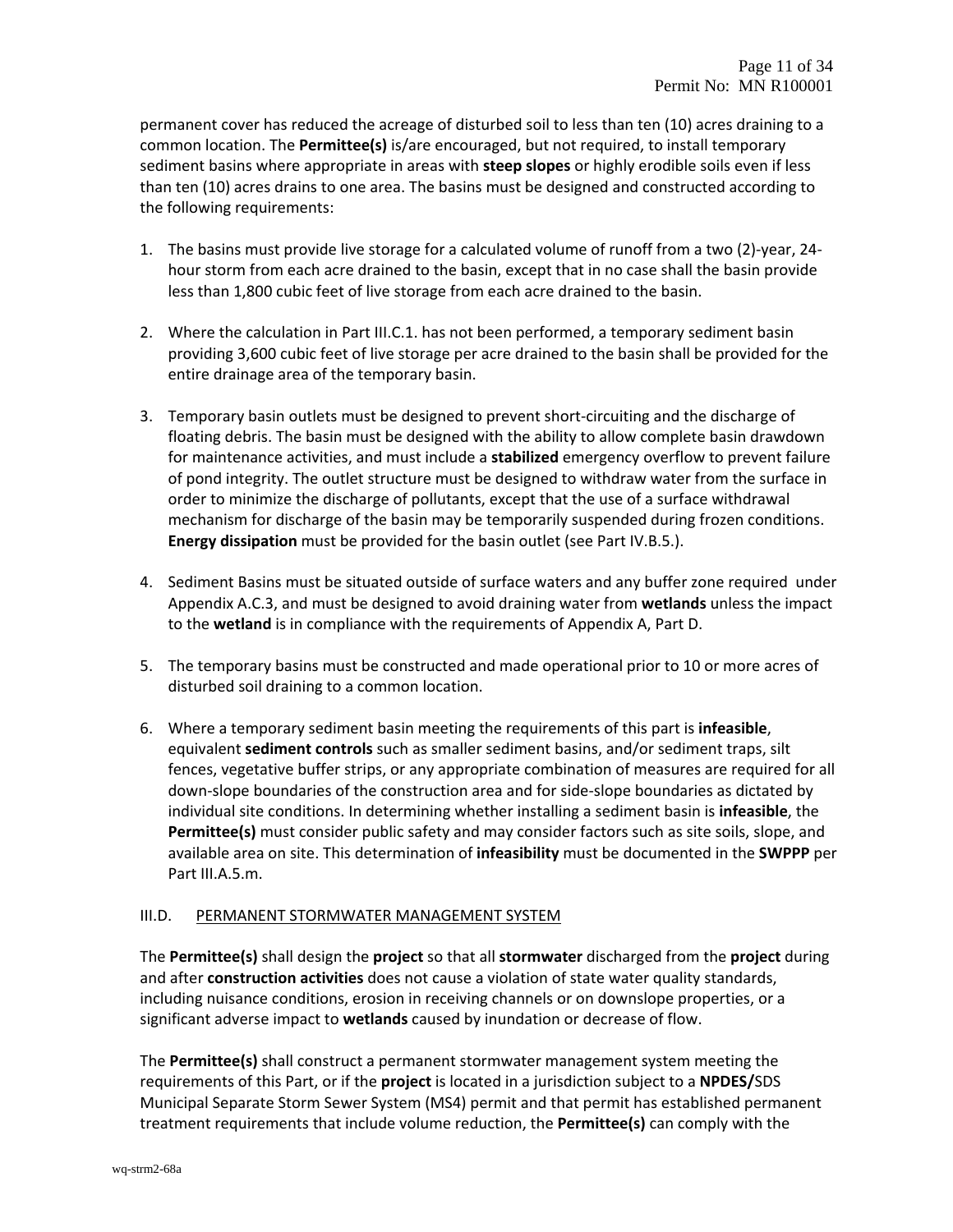permanent cover has reduced the acreage of disturbed soil to less than ten (10) acres draining to a common location. The **Permittee(s)** is/are encouraged, but not required, to install temporary sediment basins where appropriate in areas with **steep slopes** or highly erodible soils even if less than ten (10) acres drains to one area. The basins must be designed and constructed according to the following requirements:

1. The basins must provide live storage for a calculated volume of runoff from a two (2)-year, 24-hour storm from each acre drained to the basin, except that in no case shall the basin provide less than 1,800 cubic feet of live storage from each acre drained to the basin.

2. Where the calculation in Part III.C.1. has not been performed, a temporary sediment basin providing 3,600 cubic feet of live storage per acre drained to the basin shall be provided for the entire drainage area of the temporary basin.

3. Temporary basin outlets must be designed to prevent short-circuiting and the discharge of floating debris. The basin must be designed with the ability to allow complete basin drawdown for maintenance activities, and must include a **stabilized** emergency overflow to prevent failure of pond integrity. The outlet structure must be designed to withdraw water from the surface in order to minimize the discharge of pollutants, except that the use of a surface withdrawal mechanism for discharge of the basin may be temporarily suspended during frozen conditions. **Energy dissipation** must be provided for the basin outlet (see Part IV.B.5.).

4. Sediment Basins must be situated outside of surface waters and any buffer zone required under Appendix A.C.3, and must be designed to avoid draining water from **wetlands** unless the impact to the **wetland** is in compliance with the requirements of Appendix A, Part D.

5. The temporary basins must be constructed and made operational prior to 10 or more acres of disturbed soil draining to a common location.

6. Where a temporary sediment basin meeting the requirements of this part is **infeasible**, equivalent **sediment controls** such as smaller sediment basins, and/or sediment traps, silt fences, vegetative buffer strips, or any appropriate combination of measures are required for all down-slope boundaries of the construction area and for side-slope boundaries as dictated by individual site conditions. In determining whether installing a sediment basin is **infeasible**, the **Permittee(s)** must consider public safety and may consider factors such as site soils, slope, and available area on site. This determination of **infeasibility** must be documented in the **SWPPP** per Part III.A.5.m.

## III.D. PERMANENT STORMWATER MANAGEMENT SYSTEM

The **Permittee(s)** shall design the **project** so that all **stormwater** discharged from the **project** during and after **construction activities** does not cause a violation of state water quality standards, including nuisance conditions, erosion in receiving channels or on downslope properties, or a significant adverse impact to **wetlands** caused by inundation or decrease of flow.

The **Permittee(s)** shall construct a permanent stormwater management system meeting the requirements of this Part, or if the **project** is located in a jurisdiction subject to a **NPDES/**SDS Municipal Separate Storm Sewer System (MS4) permit and that permit has established permanent treatment requirements that include volume reduction, the **Permittee(s)** can comply with the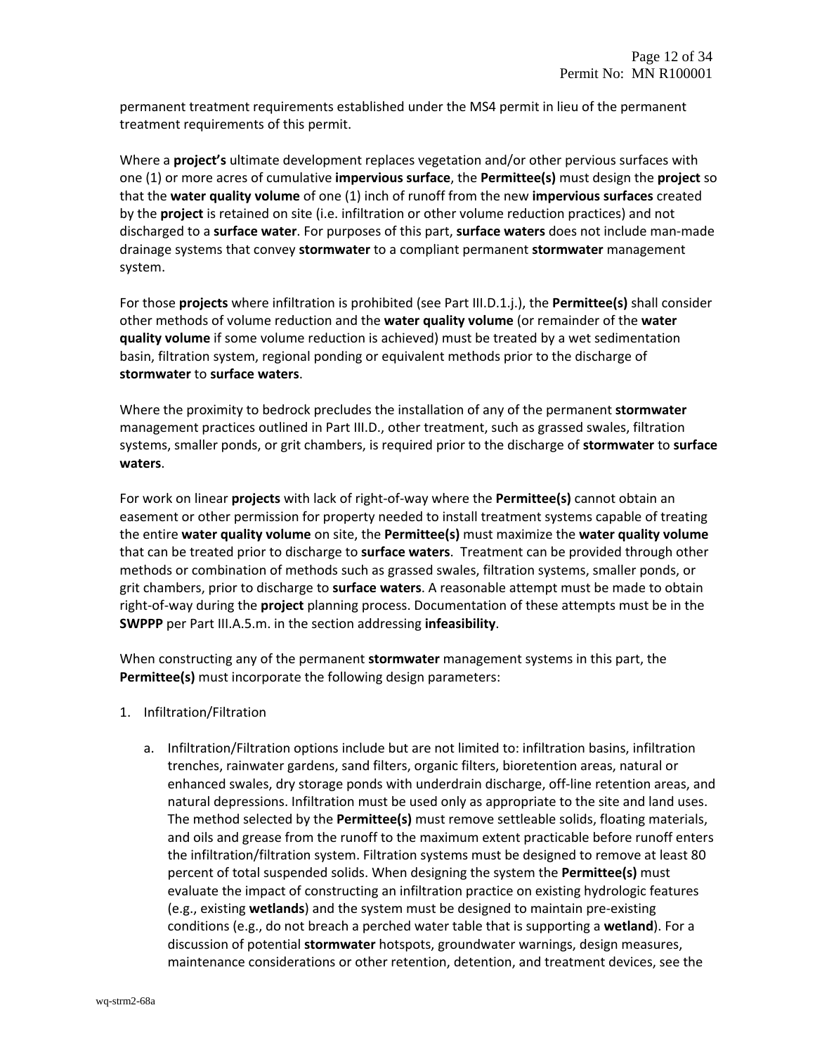permanent treatment requirements established under the MS4 permit in lieu of the permanent treatment requirements of this permit.

Where a **project's** ultimate development replaces vegetation and/or other pervious surfaces with one (1) or more acres of cumulative **impervious surface**, the **Permittee(s)** must design the **project** so that the **water quality volume** of one (1) inch of runoff from the new **impervious surfaces** created by the **project** is retained on site (i.e. infiltration or other volume reduction practices) and not discharged to a **surface water**. For purposes of this part, **surface waters** does not include man-made drainage systems that convey **stormwater** to a compliant permanent **stormwater** management system.

For those **projects** where infiltration is prohibited (see Part III.D.1.j.), the **Permittee(s)** shall consider other methods of volume reduction and the **water quality volume** (or remainder of the **water quality volume** if some volume reduction is achieved) must be treated by a wet sedimentation basin, filtration system, regional ponding or equivalent methods prior to the discharge of **stormwater** to **surface waters**.

Where the proximity to bedrock precludes the installation of any of the permanent **stormwater** management practices outlined in Part III.D., other treatment, such as grassed swales, filtration systems, smaller ponds, or grit chambers, is required prior to the discharge of **stormwater** to **surface waters**.

For work on linear **projects** with lack of right-of-way where the **Permittee(s)** cannot obtain an easement or other permission for property needed to install treatment systems capable of treating the entire **water quality volume** on site, the **Permittee(s)** must maximize the **water quality volume** that can be treated prior to discharge to **surface waters**. Treatment can be provided through other methods or combination of methods such as grassed swales, filtration systems, smaller ponds, or grit chambers, prior to discharge to **surface waters**. A reasonable attempt must be made to obtain right-of-way during the **project** planning process. Documentation of these attempts must be in the **SWPPP** per Part III.A.5.m. in the section addressing **infeasibility**.

When constructing any of the permanent **stormwater** management systems in this part, the **Permittee(s)** must incorporate the following design parameters:

1. Infiltration/Filtration

   a. Infiltration/Filtration options include but are not limited to: infiltration basins, infiltration trenches, rainwater gardens, sand filters, organic filters, bioretention areas, natural or enhanced swales, dry storage ponds with underdrain discharge, off-line retention areas, and natural depressions. Infiltration must be used only as appropriate to the site and land uses. The method selected by the **Permittee(s)** must remove settleable solids, floating materials, and oils and grease from the runoff to the maximum extent practicable before runoff enters the infiltration/filtration system. Filtration systems must be designed to remove at least 80 percent of total suspended solids. When designing the system the **Permittee(s)** must evaluate the impact of constructing an infiltration practice on existing hydrologic features (e.g., existing **wetlands**) and the system must be designed to maintain pre-existing conditions (e.g., do not breach a perched water table that is supporting a **wetland**). For a discussion of potential **stormwater** hotspots, groundwater warnings, design measures, maintenance considerations or other retention, detention, and treatment devices, see the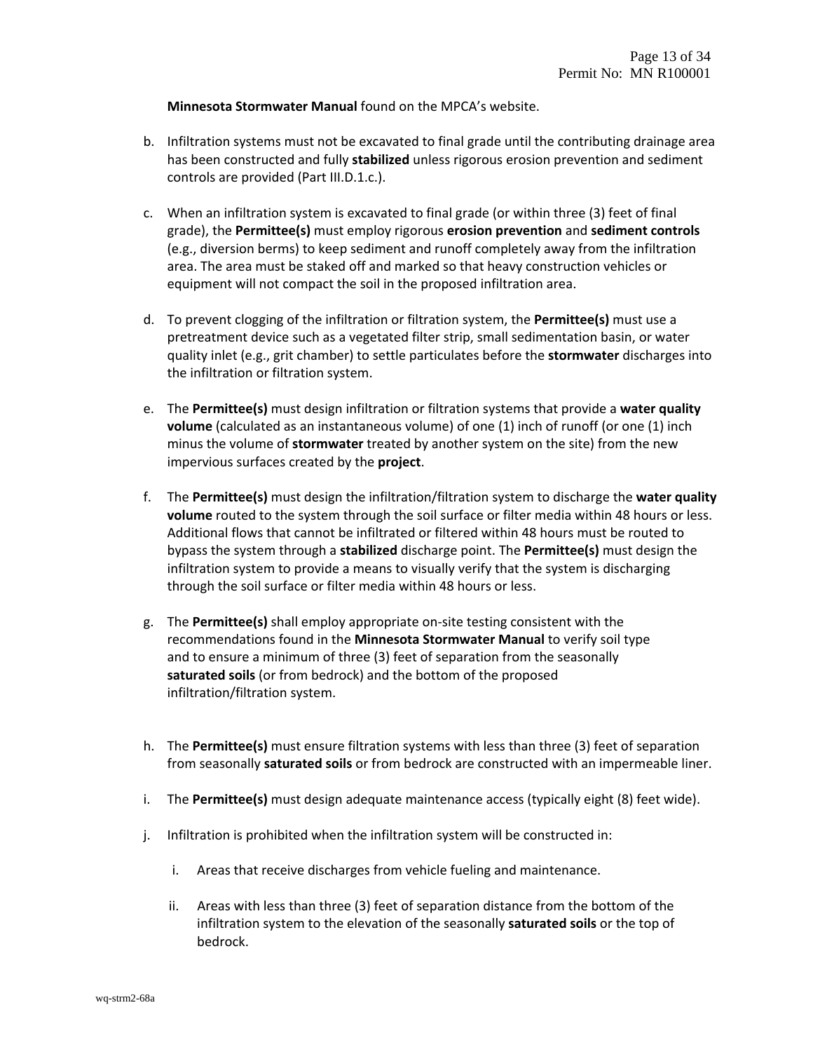**Minnesota Stormwater Manual** found on the MPCA's website.

b. Infiltration systems must not be excavated to final grade until the contributing drainage area has been constructed and fully **stabilized** unless rigorous erosion prevention and sediment controls are provided (Part III.D.1.c.).

c. When an infiltration system is excavated to final grade (or within three (3) feet of final grade), the **Permittee(s)** must employ rigorous **erosion prevention** and **sediment controls** (e.g., diversion berms) to keep sediment and runoff completely away from the infiltration area. The area must be staked off and marked so that heavy construction vehicles or equipment will not compact the soil in the proposed infiltration area.

d. To prevent clogging of the infiltration or filtration system, the **Permittee(s)** must use a pretreatment device such as a vegetated filter strip, small sedimentation basin, or water quality inlet (e.g., grit chamber) to settle particulates before the **stormwater** discharges into the infiltration or filtration system.

e. The **Permittee(s)** must design infiltration or filtration systems that provide a **water quality volume** (calculated as an instantaneous volume) of one (1) inch of runoff (or one (1) inch minus the volume of **stormwater** treated by another system on the site) from the new impervious surfaces created by the **project**.

f. The **Permittee(s)** must design the infiltration/filtration system to discharge the **water quality volume** routed to the system through the soil surface or filter media within 48 hours or less. Additional flows that cannot be infiltrated or filtered within 48 hours must be routed to bypass the system through a **stabilized** discharge point. The **Permittee(s)** must design the infiltration system to provide a means to visually verify that the system is discharging through the soil surface or filter media within 48 hours or less.

g. The **Permittee(s)** shall employ appropriate on-site testing consistent with the recommendations found in the **Minnesota Stormwater Manual** to verify soil type and to ensure a minimum of three (3) feet of separation from the seasonally **saturated soils** (or from bedrock) and the bottom of the proposed infiltration/filtration system.

h. The **Permittee(s)** must ensure filtration systems with less than three (3) feet of separation from seasonally **saturated soils** or from bedrock are constructed with an impermeable liner.

i. The **Permittee(s)** must design adequate maintenance access (typically eight (8) feet wide).

j. Infiltration is prohibited when the infiltration system will be constructed in:

   i. Areas that receive discharges from vehicle fueling and maintenance.

   ii. Areas with less than three (3) feet of separation distance from the bottom of the infiltration system to the elevation of the seasonally **saturated soils** or the top of bedrock.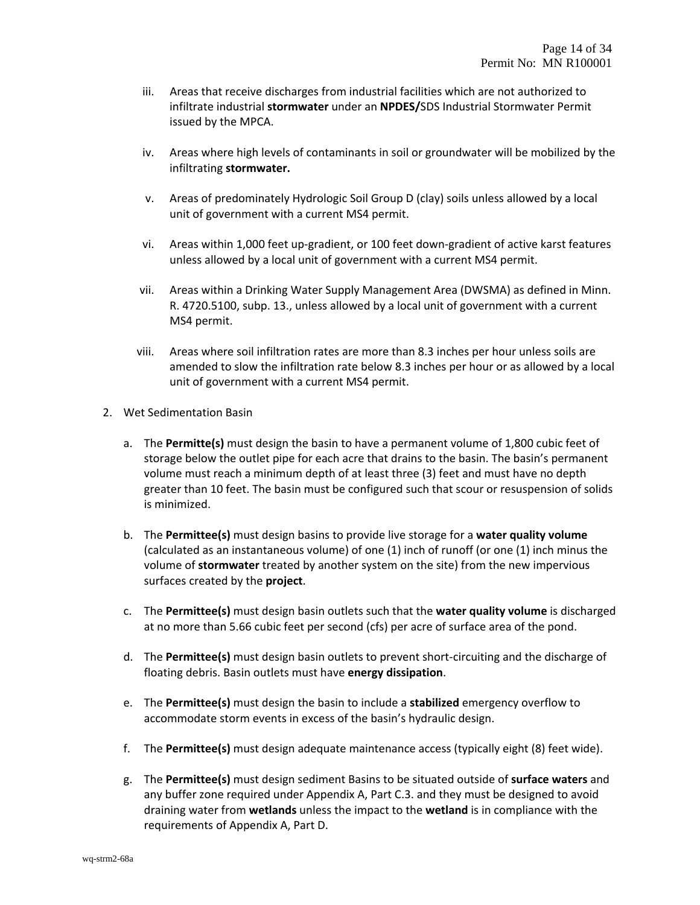iii. Areas that receive discharges from industrial facilities which are not authorized to infiltrate industrial **stormwater** under an **NPDES/**SDS Industrial Stormwater Permit issued by the MPCA.

iv. Areas where high levels of contaminants in soil or groundwater will be mobilized by the infiltrating **stormwater.**

v. Areas of predominately Hydrologic Soil Group D (clay) soils unless allowed by a local unit of government with a current MS4 permit.

vi. Areas within 1,000 feet up-gradient, or 100 feet down-gradient of active karst features unless allowed by a local unit of government with a current MS4 permit.

vii. Areas within a Drinking Water Supply Management Area (DWSMA) as defined in Minn. R. 4720.5100, subp. 13., unless allowed by a local unit of government with a current MS4 permit.

viii. Areas where soil infiltration rates are more than 8.3 inches per hour unless soils are amended to slow the infiltration rate below 8.3 inches per hour or as allowed by a local unit of government with a current MS4 permit.

2. Wet Sedimentation Basin

   a. The **Permitte(s)** must design the basin to have a permanent volume of 1,800 cubic feet of storage below the outlet pipe for each acre that drains to the basin. The basin's permanent volume must reach a minimum depth of at least three (3) feet and must have no depth greater than 10 feet. The basin must be configured such that scour or resuspension of solids is minimized.

   b. The **Permittee(s)** must design basins to provide live storage for a **water quality volume** (calculated as an instantaneous volume) of one (1) inch of runoff (or one (1) inch minus the volume of **stormwater** treated by another system on the site) from the new impervious surfaces created by the **project**.

   c. The **Permittee(s)** must design basin outlets such that the **water quality volume** is discharged at no more than 5.66 cubic feet per second (cfs) per acre of surface area of the pond.

   d. The **Permittee(s)** must design basin outlets to prevent short-circuiting and the discharge of floating debris. Basin outlets must have **energy dissipation**.

   e. The **Permittee(s)** must design the basin to include a **stabilized** emergency overflow to accommodate storm events in excess of the basin's hydraulic design.

   f. The **Permittee(s)** must design adequate maintenance access (typically eight (8) feet wide).

   g. The **Permittee(s)** must design sediment Basins to be situated outside of **surface waters** and any buffer zone required under Appendix A, Part C.3. and they must be designed to avoid draining water from **wetlands** unless the impact to the **wetland** is in compliance with the requirements of Appendix A, Part D.

wq-strm2-68a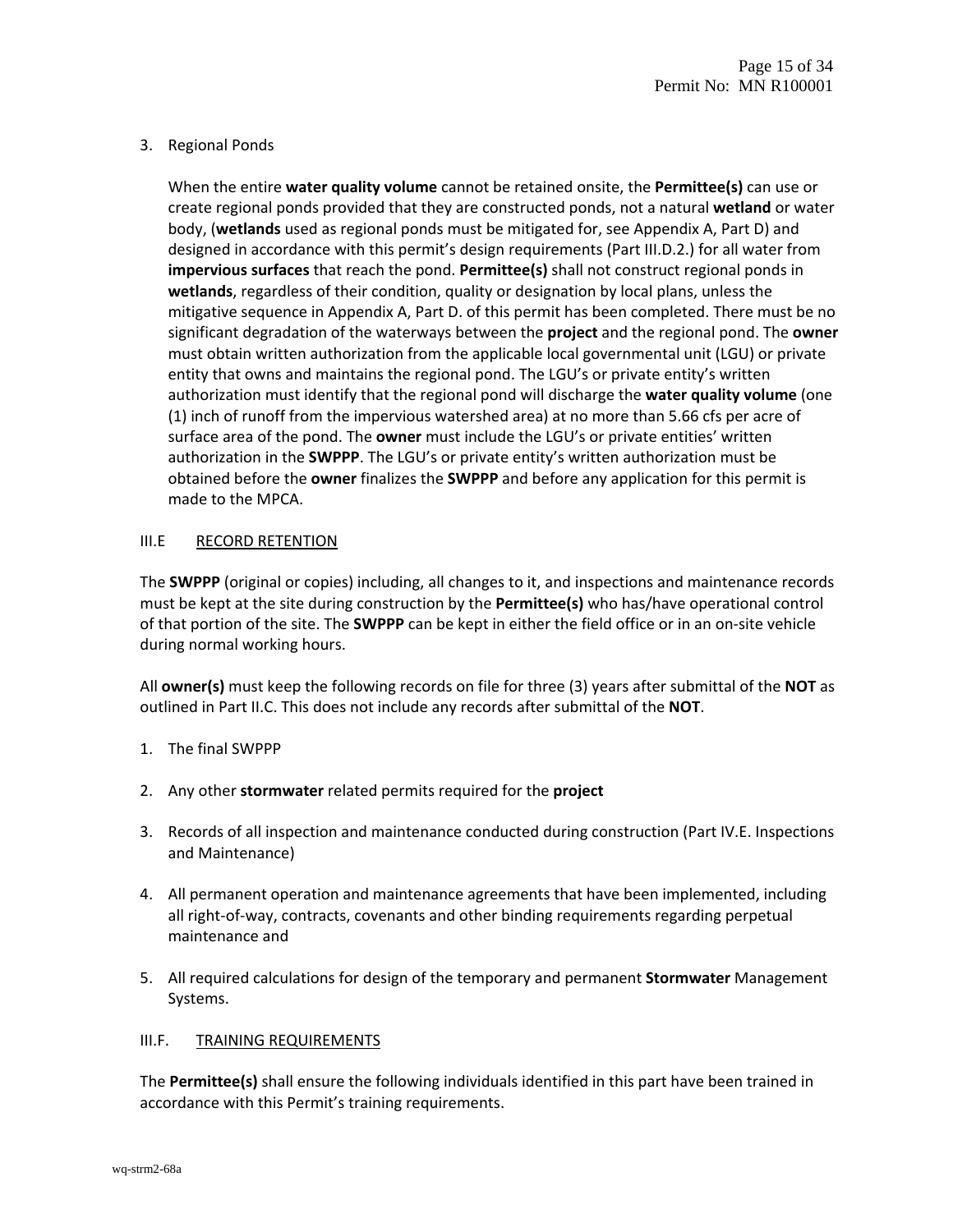3. Regional Ponds

   When the entire **water quality volume** cannot be retained onsite, the **Permittee(s)** can use or create regional ponds provided that they are constructed ponds, not a natural **wetland** or water body, (**wetlands** used as regional ponds must be mitigated for, see Appendix A, Part D) and designed in accordance with this permit's design requirements (Part III.D.2.) for all water from **impervious surfaces** that reach the pond. **Permittee(s)** shall not construct regional ponds in **wetlands**, regardless of their condition, quality or designation by local plans, unless the mitigative sequence in Appendix A, Part D. of this permit has been completed. There must be no significant degradation of the waterways between the **project** and the regional pond. The **owner** must obtain written authorization from the applicable local governmental unit (LGU) or private entity that owns and maintains the regional pond. The LGU's or private entity's written authorization must identify that the regional pond will discharge the **water quality volume** (one (1) inch of runoff from the impervious watershed area) at no more than 5.66 cfs per acre of surface area of the pond. The **owner** must include the LGU's or private entities' written authorization in the **SWPPP**. The LGU's or private entity's written authorization must be obtained before the **owner** finalizes the **SWPPP** and before any application for this permit is made to the MPCA.

## III.E RECORD RETENTION

The **SWPPP** (original or copies) including, all changes to it, and inspections and maintenance records must be kept at the site during construction by the **Permittee(s)** who has/have operational control of that portion of the site. The **SWPPP** can be kept in either the field office or in an on-site vehicle during normal working hours.

All **owner(s)** must keep the following records on file for three (3) years after submittal of the **NOT** as outlined in Part II.C. This does not include any records after submittal of the **NOT**.

1. The final SWPPP

2. Any other **stormwater** related permits required for the **project**

3. Records of all inspection and maintenance conducted during construction (Part IV.E. Inspections and Maintenance)

4. All permanent operation and maintenance agreements that have been implemented, including all right-of-way, contracts, covenants and other binding requirements regarding perpetual maintenance and

5. All required calculations for design of the temporary and permanent **Stormwater** Management Systems.

## III.F. TRAINING REQUIREMENTS

The **Permittee(s)** shall ensure the following individuals identified in this part have been trained in accordance with this Permit's training requirements.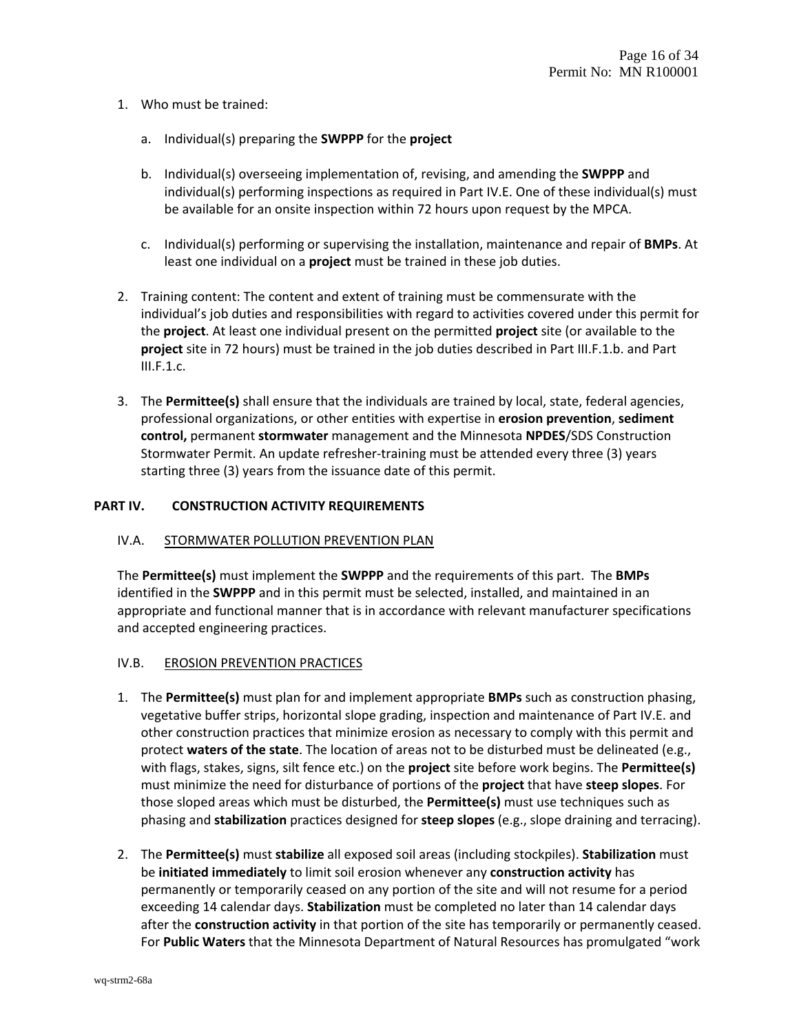1. Who must be trained:

    a. Individual(s) preparing the **SWPPP** for the **project**

    b. Individual(s) overseeing implementation of, revising, and amending the **SWPPP** and individual(s) performing inspections as required in Part IV.E. One of these individual(s) must be available for an onsite inspection within 72 hours upon request by the MPCA.

    c. Individual(s) performing or supervising the installation, maintenance and repair of **BMPs**. At least one individual on a **project** must be trained in these job duties.

2. Training content: The content and extent of training must be commensurate with the individual's job duties and responsibilities with regard to activities covered under this permit for the **project**. At least one individual present on the permitted **project** site (or available to the **project** site in 72 hours) must be trained in the job duties described in Part III.F.1.b. and Part III.F.1.c.

3. The **Permittee(s)** shall ensure that the individuals are trained by local, state, federal agencies, professional organizations, or other entities with expertise in **erosion prevention**, **sediment control,** permanent **stormwater** management and the Minnesota **NPDES**/SDS Construction Stormwater Permit. An update refresher-training must be attended every three (3) years starting three (3) years from the issuance date of this permit.

## PART IV. CONSTRUCTION ACTIVITY REQUIREMENTS

### IV.A. STORMWATER POLLUTION PREVENTION PLAN

The **Permittee(s)** must implement the **SWPPP** and the requirements of this part. The **BMPs** identified in the **SWPPP** and in this permit must be selected, installed, and maintained in an appropriate and functional manner that is in accordance with relevant manufacturer specifications and accepted engineering practices.

### IV.B. EROSION PREVENTION PRACTICES

1. The **Permittee(s)** must plan for and implement appropriate **BMPs** such as construction phasing, vegetative buffer strips, horizontal slope grading, inspection and maintenance of Part IV.E. and other construction practices that minimize erosion as necessary to comply with this permit and protect **waters of the state**. The location of areas not to be disturbed must be delineated (e.g., with flags, stakes, signs, silt fence etc.) on the **project** site before work begins. The **Permittee(s)** must minimize the need for disturbance of portions of the **project** that have **steep slopes**. For those sloped areas which must be disturbed, the **Permittee(s)** must use techniques such as phasing and **stabilization** practices designed for **steep slopes** (e.g., slope draining and terracing).

2. The **Permittee(s)** must **stabilize** all exposed soil areas (including stockpiles). **Stabilization** must be **initiated immediately** to limit soil erosion whenever any **construction activity** has permanently or temporarily ceased on any portion of the site and will not resume for a period exceeding 14 calendar days. **Stabilization** must be completed no later than 14 calendar days after the **construction activity** in that portion of the site has temporarily or permanently ceased. For **Public Waters** that the Minnesota Department of Natural Resources has promulgated "work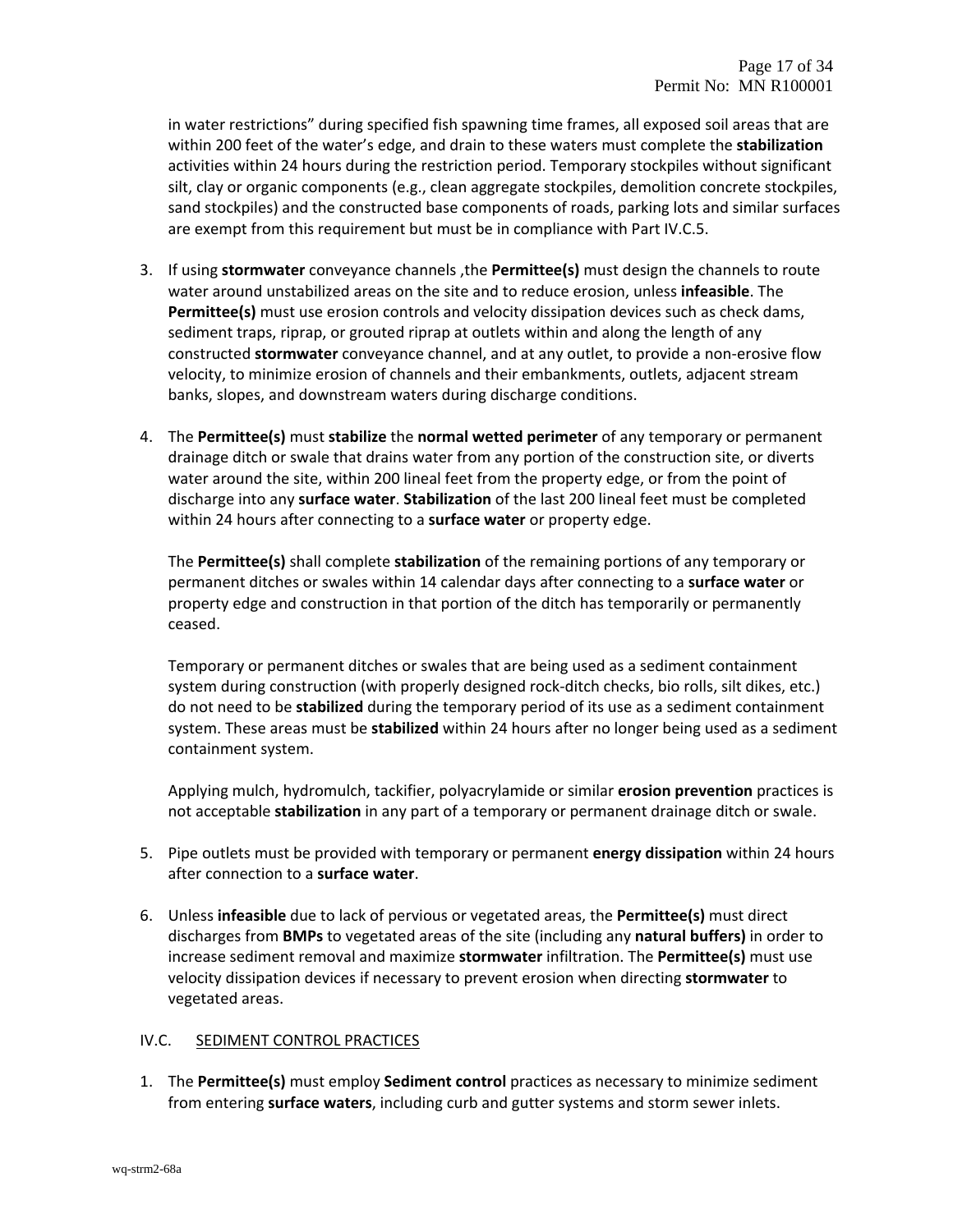in water restrictions" during specified fish spawning time frames, all exposed soil areas that are within 200 feet of the water's edge, and drain to these waters must complete the **stabilization** activities within 24 hours during the restriction period. Temporary stockpiles without significant silt, clay or organic components (e.g., clean aggregate stockpiles, demolition concrete stockpiles, sand stockpiles) and the constructed base components of roads, parking lots and similar surfaces are exempt from this requirement but must be in compliance with Part IV.C.5.

3. If using **stormwater** conveyance channels ,the **Permittee(s)** must design the channels to route water around unstabilized areas on the site and to reduce erosion, unless **infeasible**. The **Permittee(s)** must use erosion controls and velocity dissipation devices such as check dams, sediment traps, riprap, or grouted riprap at outlets within and along the length of any constructed **stormwater** conveyance channel, and at any outlet, to provide a non-erosive flow velocity, to minimize erosion of channels and their embankments, outlets, adjacent stream banks, slopes, and downstream waters during discharge conditions.

4. The **Permittee(s)** must **stabilize** the **normal wetted perimeter** of any temporary or permanent drainage ditch or swale that drains water from any portion of the construction site, or diverts water around the site, within 200 lineal feet from the property edge, or from the point of discharge into any **surface water**. **Stabilization** of the last 200 lineal feet must be completed within 24 hours after connecting to a **surface water** or property edge.

   The **Permittee(s)** shall complete **stabilization** of the remaining portions of any temporary or permanent ditches or swales within 14 calendar days after connecting to a **surface water** or property edge and construction in that portion of the ditch has temporarily or permanently ceased.

   Temporary or permanent ditches or swales that are being used as a sediment containment system during construction (with properly designed rock-ditch checks, bio rolls, silt dikes, etc.) do not need to be **stabilized** during the temporary period of its use as a sediment containment system. These areas must be **stabilized** within 24 hours after no longer being used as a sediment containment system.

   Applying mulch, hydromulch, tackifier, polyacrylamide or similar **erosion prevention** practices is not acceptable **stabilization** in any part of a temporary or permanent drainage ditch or swale.

5. Pipe outlets must be provided with temporary or permanent **energy dissipation** within 24 hours after connection to a **surface water**.

6. Unless **infeasible** due to lack of pervious or vegetated areas, the **Permittee(s)** must direct discharges from **BMPs** to vegetated areas of the site (including any **natural buffers)** in order to increase sediment removal and maximize **stormwater** infiltration. The **Permittee(s)** must use velocity dissipation devices if necessary to prevent erosion when directing **stormwater** to vegetated areas.

## IV.C. SEDIMENT CONTROL PRACTICES

1. The **Permittee(s)** must employ **Sediment control** practices as necessary to minimize sediment from entering **surface waters**, including curb and gutter systems and storm sewer inlets.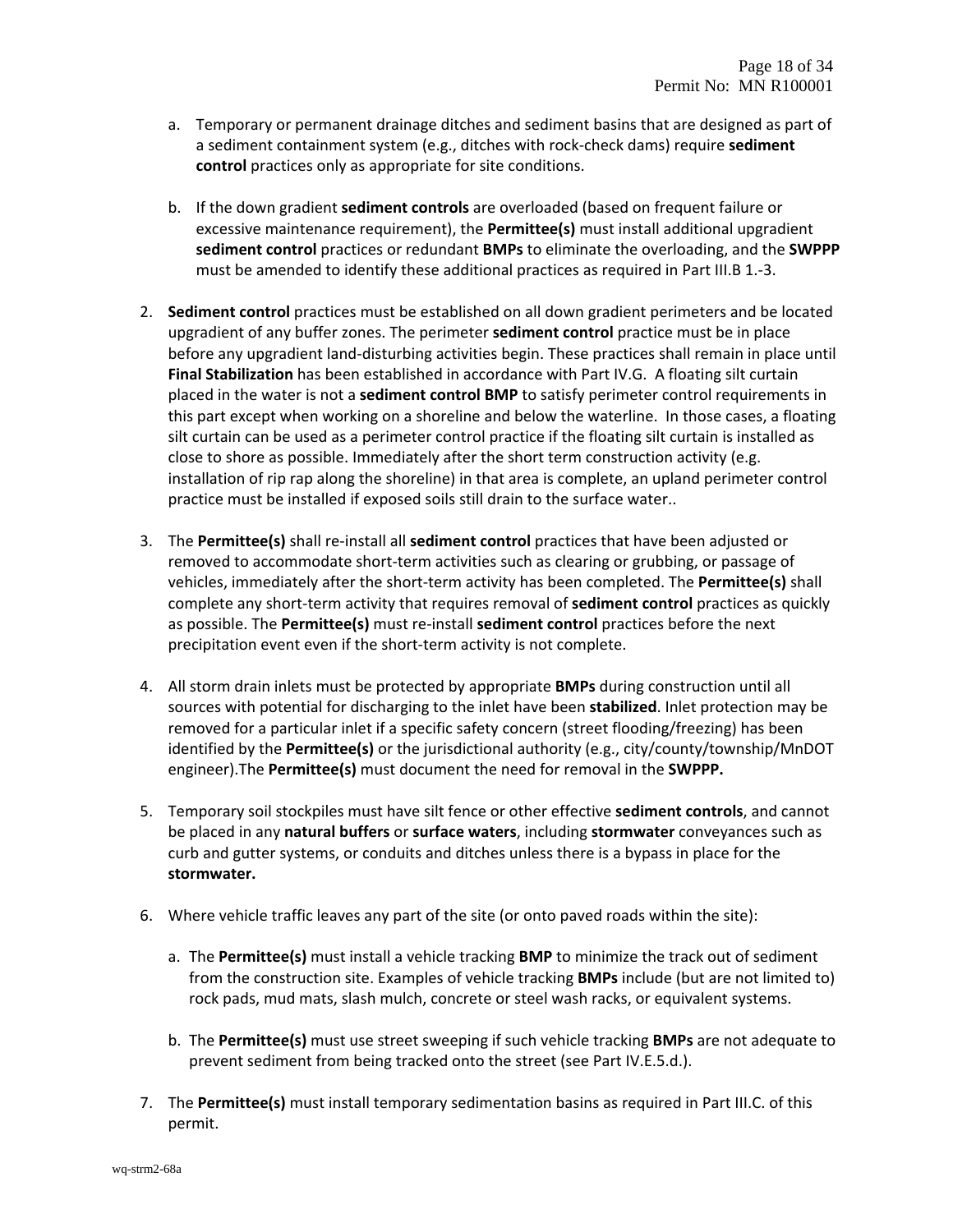a. Temporary or permanent drainage ditches and sediment basins that are designed as part of a sediment containment system (e.g., ditches with rock-check dams) require **sediment control** practices only as appropriate for site conditions.

b. If the down gradient **sediment controls** are overloaded (based on frequent failure or excessive maintenance requirement), the **Permittee(s)** must install additional upgradient **sediment control** practices or redundant **BMPs** to eliminate the overloading, and the **SWPPP** must be amended to identify these additional practices as required in Part III.B 1.-3.

2. **Sediment control** practices must be established on all down gradient perimeters and be located upgradient of any buffer zones. The perimeter **sediment control** practice must be in place before any upgradient land-disturbing activities begin. These practices shall remain in place until **Final Stabilization** has been established in accordance with Part IV.G. A floating silt curtain placed in the water is not a **sediment control BMP** to satisfy perimeter control requirements in this part except when working on a shoreline and below the waterline. In those cases, a floating silt curtain can be used as a perimeter control practice if the floating silt curtain is installed as close to shore as possible. Immediately after the short term construction activity (e.g. installation of rip rap along the shoreline) in that area is complete, an upland perimeter control practice must be installed if exposed soils still drain to the surface water..

3. The **Permittee(s)** shall re-install all **sediment control** practices that have been adjusted or removed to accommodate short-term activities such as clearing or grubbing, or passage of vehicles, immediately after the short-term activity has been completed. The **Permittee(s)** shall complete any short-term activity that requires removal of **sediment control** practices as quickly as possible. The **Permittee(s)** must re-install **sediment control** practices before the next precipitation event even if the short-term activity is not complete.

4. All storm drain inlets must be protected by appropriate **BMPs** during construction until all sources with potential for discharging to the inlet have been **stabilized**. Inlet protection may be removed for a particular inlet if a specific safety concern (street flooding/freezing) has been identified by the **Permittee(s)** or the jurisdictional authority (e.g., city/county/township/MnDOT engineer).The **Permittee(s)** must document the need for removal in the **SWPPP.**

5. Temporary soil stockpiles must have silt fence or other effective **sediment controls**, and cannot be placed in any **natural buffers** or **surface waters**, including **stormwater** conveyances such as curb and gutter systems, or conduits and ditches unless there is a bypass in place for the **stormwater.**

6. Where vehicle traffic leaves any part of the site (or onto paved roads within the site):

   a. The **Permittee(s)** must install a vehicle tracking **BMP** to minimize the track out of sediment from the construction site. Examples of vehicle tracking **BMPs** include (but are not limited to) rock pads, mud mats, slash mulch, concrete or steel wash racks, or equivalent systems.

   b. The **Permittee(s)** must use street sweeping if such vehicle tracking **BMPs** are not adequate to prevent sediment from being tracked onto the street (see Part IV.E.5.d.).

7. The **Permittee(s)** must install temporary sedimentation basins as required in Part III.C. of this permit.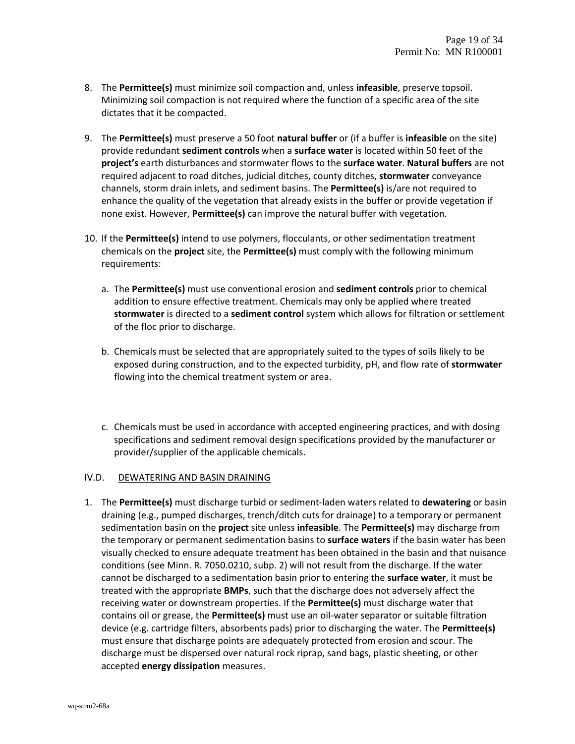8. The **Permittee(s)** must minimize soil compaction and, unless **infeasible**, preserve topsoil. Minimizing soil compaction is not required where the function of a specific area of the site dictates that it be compacted.

9. The **Permittee(s)** must preserve a 50 foot **natural buffer** or (if a buffer is **infeasible** on the site) provide redundant **sediment controls** when a **surface water** is located within 50 feet of the **project's** earth disturbances and stormwater flows to the **surface water**. **Natural buffers** are not required adjacent to road ditches, judicial ditches, county ditches, **stormwater** conveyance channels, storm drain inlets, and sediment basins. The **Permittee(s)** is/are not required to enhance the quality of the vegetation that already exists in the buffer or provide vegetation if none exist. However, **Permittee(s)** can improve the natural buffer with vegetation.

10. If the **Permittee(s)** intend to use polymers, flocculants, or other sedimentation treatment chemicals on the **project** site, the **Permittee(s)** must comply with the following minimum requirements:

    a. The **Permittee(s)** must use conventional erosion and **sediment controls** prior to chemical addition to ensure effective treatment. Chemicals may only be applied where treated **stormwater** is directed to a **sediment control** system which allows for filtration or settlement of the floc prior to discharge.

    b. Chemicals must be selected that are appropriately suited to the types of soils likely to be exposed during construction, and to the expected turbidity, pH, and flow rate of **stormwater** flowing into the chemical treatment system or area.

    c. Chemicals must be used in accordance with accepted engineering practices, and with dosing specifications and sediment removal design specifications provided by the manufacturer or provider/supplier of the applicable chemicals.

## IV.D. DEWATERING AND BASIN DRAINING

1. The **Permittee(s)** must discharge turbid or sediment-laden waters related to **dewatering** or basin draining (e.g., pumped discharges, trench/ditch cuts for drainage) to a temporary or permanent sedimentation basin on the **project** site unless **infeasible**. The **Permittee(s)** may discharge from the temporary or permanent sedimentation basins to **surface waters** if the basin water has been visually checked to ensure adequate treatment has been obtained in the basin and that nuisance conditions (see Minn. R. 7050.0210, subp. 2) will not result from the discharge. If the water cannot be discharged to a sedimentation basin prior to entering the **surface water**, it must be treated with the appropriate **BMPs**, such that the discharge does not adversely affect the receiving water or downstream properties. If the **Permittee(s)** must discharge water that contains oil or grease, the **Permittee(s)** must use an oil-water separator or suitable filtration device (e.g. cartridge filters, absorbents pads) prior to discharging the water. The **Permittee(s)** must ensure that discharge points are adequately protected from erosion and scour. The discharge must be dispersed over natural rock riprap, sand bags, plastic sheeting, or other accepted **energy dissipation** measures.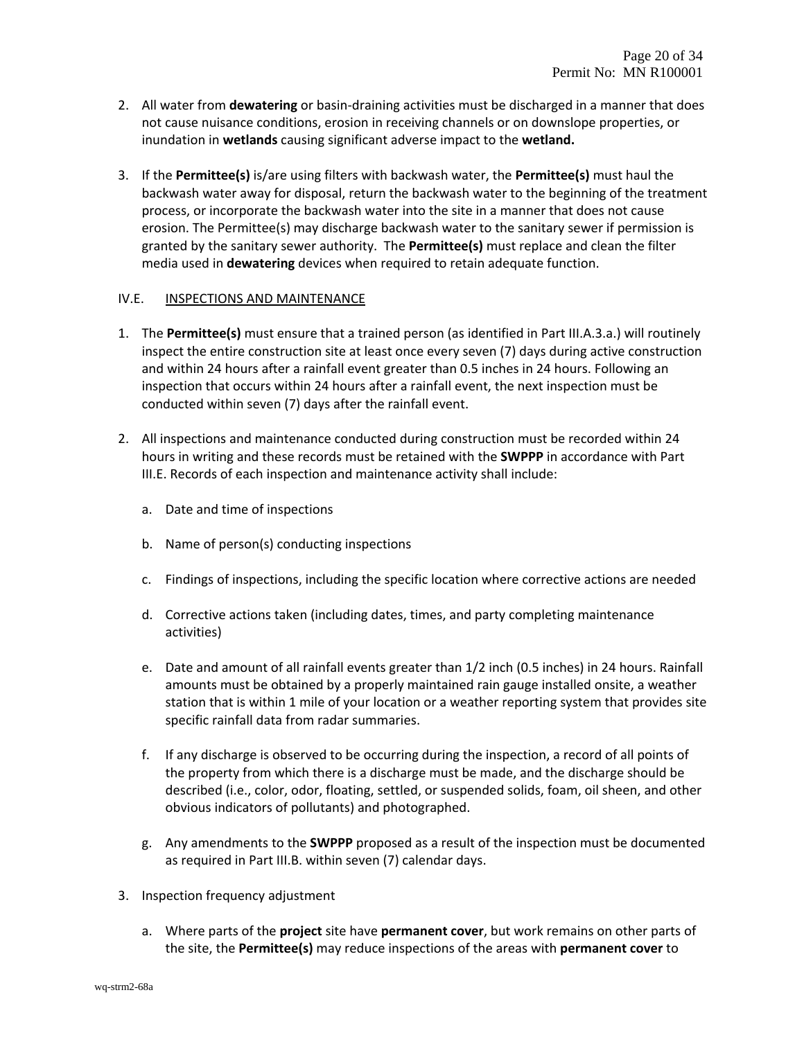2. All water from **dewatering** or basin-draining activities must be discharged in a manner that does not cause nuisance conditions, erosion in receiving channels or on downslope properties, or inundation in **wetlands** causing significant adverse impact to the **wetland.**

3. If the **Permittee(s)** is/are using filters with backwash water, the **Permittee(s)** must haul the backwash water away for disposal, return the backwash water to the beginning of the treatment process, or incorporate the backwash water into the site in a manner that does not cause erosion. The Permittee(s) may discharge backwash water to the sanitary sewer if permission is granted by the sanitary sewer authority. The **Permittee(s)** must replace and clean the filter media used in **dewatering** devices when required to retain adequate function.

## IV.E. INSPECTIONS AND MAINTENANCE

1. The **Permittee(s)** must ensure that a trained person (as identified in Part III.A.3.a.) will routinely inspect the entire construction site at least once every seven (7) days during active construction and within 24 hours after a rainfall event greater than 0.5 inches in 24 hours. Following an inspection that occurs within 24 hours after a rainfall event, the next inspection must be conducted within seven (7) days after the rainfall event.

2. All inspections and maintenance conducted during construction must be recorded within 24 hours in writing and these records must be retained with the **SWPPP** in accordance with Part III.E. Records of each inspection and maintenance activity shall include:

   a. Date and time of inspections

   b. Name of person(s) conducting inspections

   c. Findings of inspections, including the specific location where corrective actions are needed

   d. Corrective actions taken (including dates, times, and party completing maintenance activities)

   e. Date and amount of all rainfall events greater than 1/2 inch (0.5 inches) in 24 hours. Rainfall amounts must be obtained by a properly maintained rain gauge installed onsite, a weather station that is within 1 mile of your location or a weather reporting system that provides site specific rainfall data from radar summaries.

   f. If any discharge is observed to be occurring during the inspection, a record of all points of the property from which there is a discharge must be made, and the discharge should be described (i.e., color, odor, floating, settled, or suspended solids, foam, oil sheen, and other obvious indicators of pollutants) and photographed.

   g. Any amendments to the **SWPPP** proposed as a result of the inspection must be documented as required in Part III.B. within seven (7) calendar days.

3. Inspection frequency adjustment

   a. Where parts of the **project** site have **permanent cover**, but work remains on other parts of the site, the **Permittee(s)** may reduce inspections of the areas with **permanent cover** to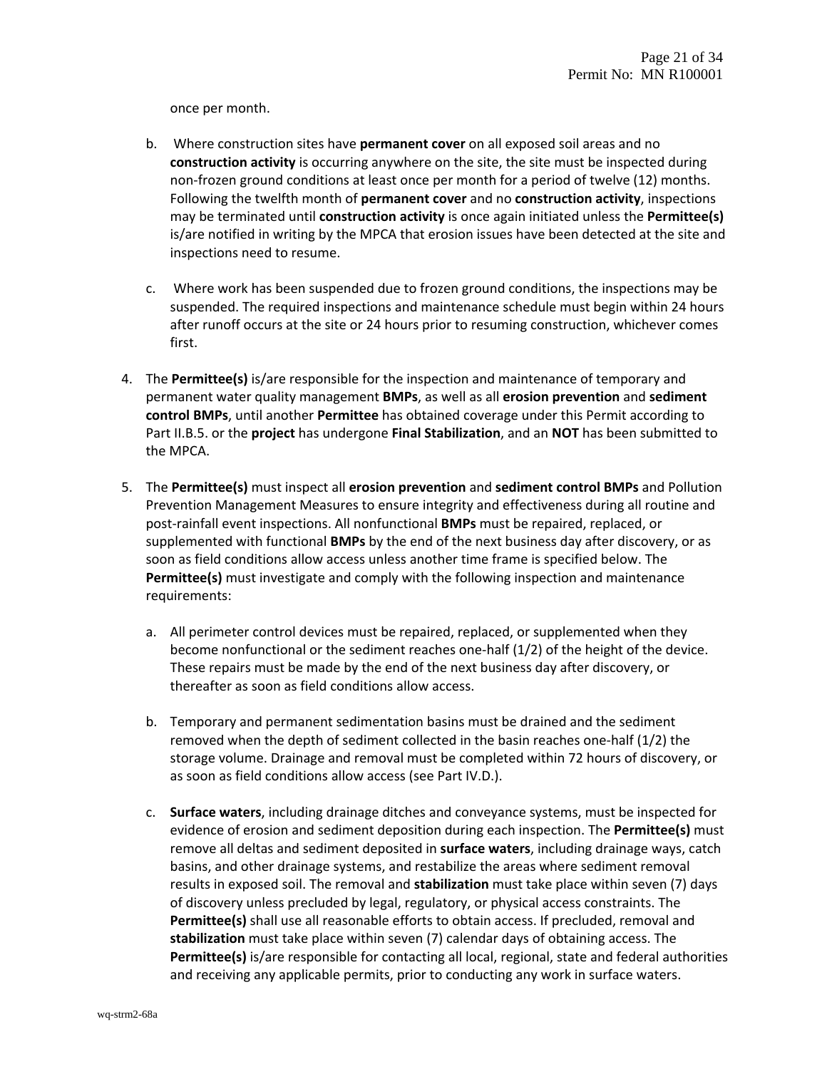once per month.

   b. Where construction sites have **permanent cover** on all exposed soil areas and no **construction activity** is occurring anywhere on the site, the site must be inspected during non-frozen ground conditions at least once per month for a period of twelve (12) months. Following the twelfth month of **permanent cover** and no **construction activity**, inspections may be terminated until **construction activity** is once again initiated unless the **Permittee(s)** is/are notified in writing by the MPCA that erosion issues have been detected at the site and inspections need to resume.

   c. Where work has been suspended due to frozen ground conditions, the inspections may be suspended. The required inspections and maintenance schedule must begin within 24 hours after runoff occurs at the site or 24 hours prior to resuming construction, whichever comes first.

4. The **Permittee(s)** is/are responsible for the inspection and maintenance of temporary and permanent water quality management **BMPs**, as well as all **erosion prevention** and **sediment control BMPs**, until another **Permittee** has obtained coverage under this Permit according to Part II.B.5. or the **project** has undergone **Final Stabilization**, and an **NOT** has been submitted to the MPCA.

5. The **Permittee(s)** must inspect all **erosion prevention** and **sediment control BMPs** and Pollution Prevention Management Measures to ensure integrity and effectiveness during all routine and post-rainfall event inspections. All nonfunctional **BMPs** must be repaired, replaced, or supplemented with functional **BMPs** by the end of the next business day after discovery, or as soon as field conditions allow access unless another time frame is specified below. The **Permittee(s)** must investigate and comply with the following inspection and maintenance requirements:

   a. All perimeter control devices must be repaired, replaced, or supplemented when they become nonfunctional or the sediment reaches one-half (1/2) of the height of the device. These repairs must be made by the end of the next business day after discovery, or thereafter as soon as field conditions allow access.

   b. Temporary and permanent sedimentation basins must be drained and the sediment removed when the depth of sediment collected in the basin reaches one-half (1/2) the storage volume. Drainage and removal must be completed within 72 hours of discovery, or as soon as field conditions allow access (see Part IV.D.).

   c. **Surface waters**, including drainage ditches and conveyance systems, must be inspected for evidence of erosion and sediment deposition during each inspection. The **Permittee(s)** must remove all deltas and sediment deposited in **surface waters**, including drainage ways, catch basins, and other drainage systems, and restabilize the areas where sediment removal results in exposed soil. The removal and **stabilization** must take place within seven (7) days of discovery unless precluded by legal, regulatory, or physical access constraints. The **Permittee(s)** shall use all reasonable efforts to obtain access. If precluded, removal and **stabilization** must take place within seven (7) calendar days of obtaining access. The **Permittee(s)** is/are responsible for contacting all local, regional, state and federal authorities and receiving any applicable permits, prior to conducting any work in surface waters.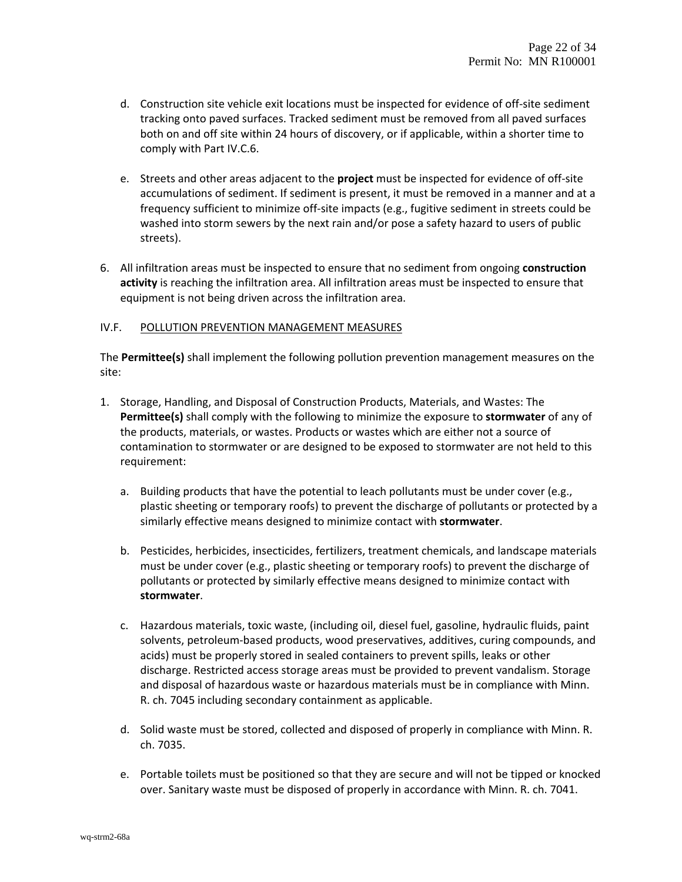d. Construction site vehicle exit locations must be inspected for evidence of off-site sediment tracking onto paved surfaces. Tracked sediment must be removed from all paved surfaces both on and off site within 24 hours of discovery, or if applicable, within a shorter time to comply with Part IV.C.6.

e. Streets and other areas adjacent to the **project** must be inspected for evidence of off-site accumulations of sediment. If sediment is present, it must be removed in a manner and at a frequency sufficient to minimize off-site impacts (e.g., fugitive sediment in streets could be washed into storm sewers by the next rain and/or pose a safety hazard to users of public streets).

6. All infiltration areas must be inspected to ensure that no sediment from ongoing **construction activity** is reaching the infiltration area. All infiltration areas must be inspected to ensure that equipment is not being driven across the infiltration area.

## IV.F. POLLUTION PREVENTION MANAGEMENT MEASURES

The **Permittee(s)** shall implement the following pollution prevention management measures on the site:

1. Storage, Handling, and Disposal of Construction Products, Materials, and Wastes: The **Permittee(s)** shall comply with the following to minimize the exposure to **stormwater** of any of the products, materials, or wastes. Products or wastes which are either not a source of contamination to stormwater or are designed to be exposed to stormwater are not held to this requirement:

   a. Building products that have the potential to leach pollutants must be under cover (e.g., plastic sheeting or temporary roofs) to prevent the discharge of pollutants or protected by a similarly effective means designed to minimize contact with **stormwater**.

   b. Pesticides, herbicides, insecticides, fertilizers, treatment chemicals, and landscape materials must be under cover (e.g., plastic sheeting or temporary roofs) to prevent the discharge of pollutants or protected by similarly effective means designed to minimize contact with **stormwater**.

   c. Hazardous materials, toxic waste, (including oil, diesel fuel, gasoline, hydraulic fluids, paint solvents, petroleum-based products, wood preservatives, additives, curing compounds, and acids) must be properly stored in sealed containers to prevent spills, leaks or other discharge. Restricted access storage areas must be provided to prevent vandalism. Storage and disposal of hazardous waste or hazardous materials must be in compliance with Minn. R. ch. 7045 including secondary containment as applicable.

   d. Solid waste must be stored, collected and disposed of properly in compliance with Minn. R. ch. 7035.

   e. Portable toilets must be positioned so that they are secure and will not be tipped or knocked over. Sanitary waste must be disposed of properly in accordance with Minn. R. ch. 7041.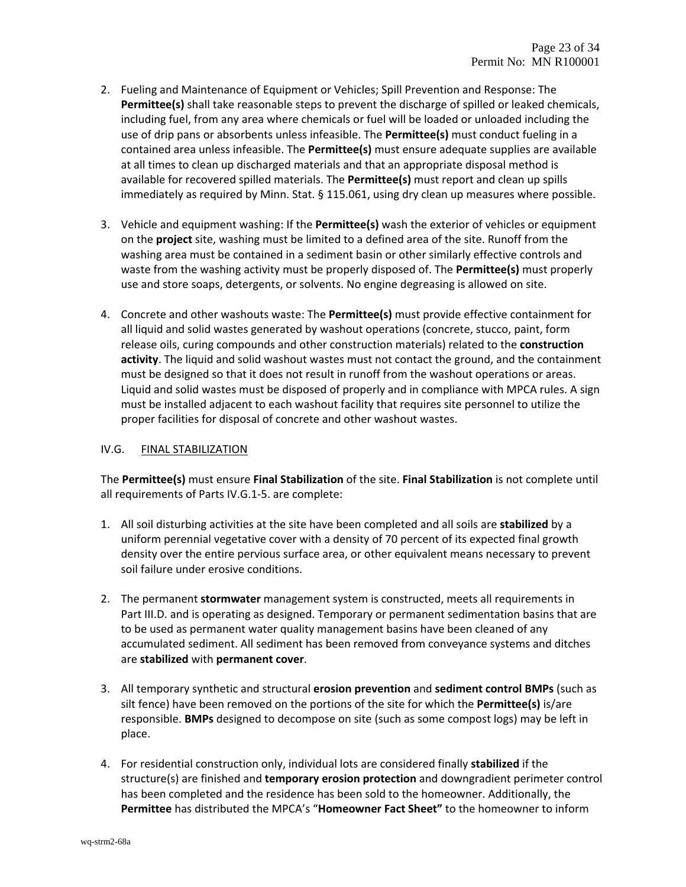2. Fueling and Maintenance of Equipment or Vehicles; Spill Prevention and Response: The **Permittee(s)** shall take reasonable steps to prevent the discharge of spilled or leaked chemicals, including fuel, from any area where chemicals or fuel will be loaded or unloaded including the use of drip pans or absorbents unless infeasible. The **Permittee(s)** must conduct fueling in a contained area unless infeasible. The **Permittee(s)** must ensure adequate supplies are available at all times to clean up discharged materials and that an appropriate disposal method is available for recovered spilled materials. The **Permittee(s)** must report and clean up spills immediately as required by Minn. Stat. § 115.061, using dry clean up measures where possible.

3. Vehicle and equipment washing: If the **Permittee(s)** wash the exterior of vehicles or equipment on the **project** site, washing must be limited to a defined area of the site. Runoff from the washing area must be contained in a sediment basin or other similarly effective controls and waste from the washing activity must be properly disposed of. The **Permittee(s)** must properly use and store soaps, detergents, or solvents. No engine degreasing is allowed on site.

4. Concrete and other washouts waste: The **Permittee(s)** must provide effective containment for all liquid and solid wastes generated by washout operations (concrete, stucco, paint, form release oils, curing compounds and other construction materials) related to the **construction activity**. The liquid and solid washout wastes must not contact the ground, and the containment must be designed so that it does not result in runoff from the washout operations or areas. Liquid and solid wastes must be disposed of properly and in compliance with MPCA rules. A sign must be installed adjacent to each washout facility that requires site personnel to utilize the proper facilities for disposal of concrete and other washout wastes.

## IV.G. FINAL STABILIZATION

The **Permittee(s)** must ensure **Final Stabilization** of the site. **Final Stabilization** is not complete until all requirements of Parts IV.G.1-5. are complete:

1. All soil disturbing activities at the site have been completed and all soils are **stabilized** by a uniform perennial vegetative cover with a density of 70 percent of its expected final growth density over the entire pervious surface area, or other equivalent means necessary to prevent soil failure under erosive conditions.

2. The permanent **stormwater** management system is constructed, meets all requirements in Part III.D. and is operating as designed. Temporary or permanent sedimentation basins that are to be used as permanent water quality management basins have been cleaned of any accumulated sediment. All sediment has been removed from conveyance systems and ditches are **stabilized** with **permanent cover**.

3. All temporary synthetic and structural **erosion prevention** and **sediment control BMPs** (such as silt fence) have been removed on the portions of the site for which the **Permittee(s)** is/are responsible. **BMPs** designed to decompose on site (such as some compost logs) may be left in place.

4. For residential construction only, individual lots are considered finally **stabilized** if the structure(s) are finished and **temporary erosion protection** and downgradient perimeter control has been completed and the residence has been sold to the homeowner. Additionally, the **Permittee** has distributed the MPCA's "**Homeowner Fact Sheet"** to the homeowner to inform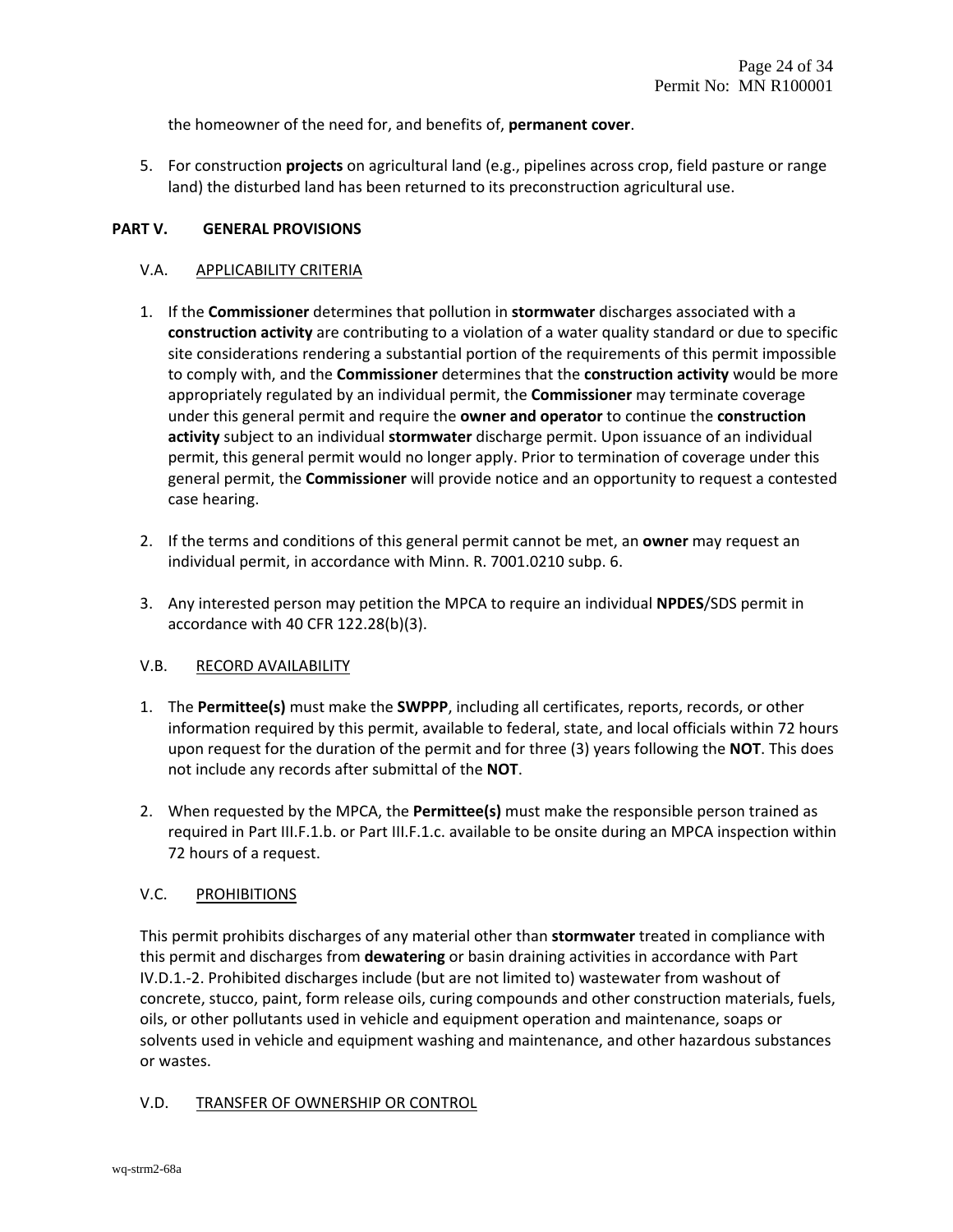the homeowner of the need for, and benefits of, **permanent cover**.

5. For construction **projects** on agricultural land (e.g., pipelines across crop, field pasture or range land) the disturbed land has been returned to its preconstruction agricultural use.

## PART V. GENERAL PROVISIONS

### V.A. APPLICABILITY CRITERIA

1. If the **Commissioner** determines that pollution in **stormwater** discharges associated with a **construction activity** are contributing to a violation of a water quality standard or due to specific site considerations rendering a substantial portion of the requirements of this permit impossible to comply with, and the **Commissioner** determines that the **construction activity** would be more appropriately regulated by an individual permit, the **Commissioner** may terminate coverage under this general permit and require the **owner and operator** to continue the **construction activity** subject to an individual **stormwater** discharge permit. Upon issuance of an individual permit, this general permit would no longer apply. Prior to termination of coverage under this general permit, the **Commissioner** will provide notice and an opportunity to request a contested case hearing.

2. If the terms and conditions of this general permit cannot be met, an **owner** may request an individual permit, in accordance with Minn. R. 7001.0210 subp. 6.

3. Any interested person may petition the MPCA to require an individual **NPDES**/SDS permit in accordance with 40 CFR 122.28(b)(3).

### V.B. RECORD AVAILABILITY

1. The **Permittee(s)** must make the **SWPPP**, including all certificates, reports, records, or other information required by this permit, available to federal, state, and local officials within 72 hours upon request for the duration of the permit and for three (3) years following the **NOT**. This does not include any records after submittal of the **NOT**.

2. When requested by the MPCA, the **Permittee(s)** must make the responsible person trained as required in Part III.F.1.b. or Part III.F.1.c. available to be onsite during an MPCA inspection within 72 hours of a request.

### V.C. PROHIBITIONS

This permit prohibits discharges of any material other than **stormwater** treated in compliance with this permit and discharges from **dewatering** or basin draining activities in accordance with Part IV.D.1.-2. Prohibited discharges include (but are not limited to) wastewater from washout of concrete, stucco, paint, form release oils, curing compounds and other construction materials, fuels, oils, or other pollutants used in vehicle and equipment operation and maintenance, soaps or solvents used in vehicle and equipment washing and maintenance, and other hazardous substances or wastes.

### V.D. TRANSFER OF OWNERSHIP OR CONTROL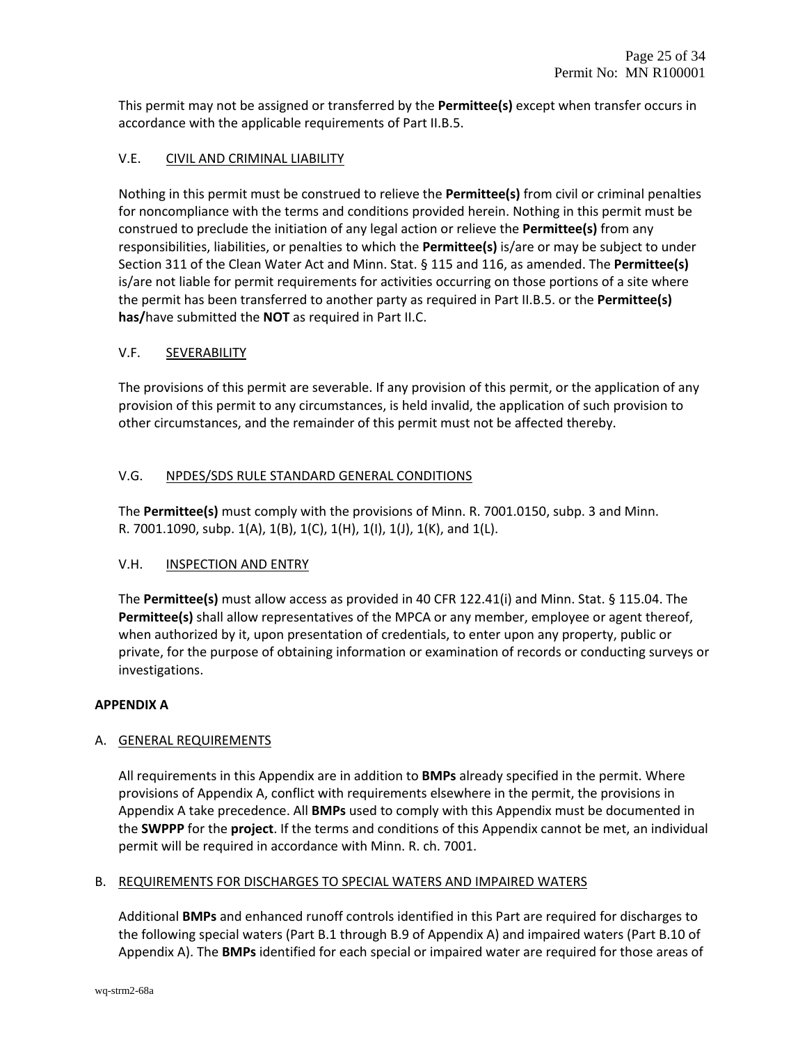This permit may not be assigned or transferred by the **Permittee(s)** except when transfer occurs in accordance with the applicable requirements of Part II.B.5.

### V.E. CIVIL AND CRIMINAL LIABILITY

Nothing in this permit must be construed to relieve the **Permittee(s)** from civil or criminal penalties for noncompliance with the terms and conditions provided herein. Nothing in this permit must be construed to preclude the initiation of any legal action or relieve the **Permittee(s)** from any responsibilities, liabilities, or penalties to which the **Permittee(s)** is/are or may be subject to under Section 311 of the Clean Water Act and Minn. Stat. § 115 and 116, as amended. The **Permittee(s)** is/are not liable for permit requirements for activities occurring on those portions of a site where the permit has been transferred to another party as required in Part II.B.5. or the **Permittee(s) has/**have submitted the **NOT** as required in Part II.C.

### V.F. SEVERABILITY

The provisions of this permit are severable. If any provision of this permit, or the application of any provision of this permit to any circumstances, is held invalid, the application of such provision to other circumstances, and the remainder of this permit must not be affected thereby.

### V.G. NPDES/SDS RULE STANDARD GENERAL CONDITIONS

The **Permittee(s)** must comply with the provisions of Minn. R. 7001.0150, subp. 3 and Minn. R. 7001.1090, subp. 1(A), 1(B), 1(C), 1(H), 1(I), 1(J), 1(K), and 1(L).

### V.H. INSPECTION AND ENTRY

The **Permittee(s)** must allow access as provided in 40 CFR 122.41(i) and Minn. Stat. § 115.04. The **Permittee(s)** shall allow representatives of the MPCA or any member, employee or agent thereof, when authorized by it, upon presentation of credentials, to enter upon any property, public or private, for the purpose of obtaining information or examination of records or conducting surveys or investigations.

## APPENDIX A

### A. GENERAL REQUIREMENTS

All requirements in this Appendix are in addition to **BMPs** already specified in the permit. Where provisions of Appendix A, conflict with requirements elsewhere in the permit, the provisions in Appendix A take precedence. All **BMPs** used to comply with this Appendix must be documented in the **SWPPP** for the **project**. If the terms and conditions of this Appendix cannot be met, an individual permit will be required in accordance with Minn. R. ch. 7001.

### B. REQUIREMENTS FOR DISCHARGES TO SPECIAL WATERS AND IMPAIRED WATERS

Additional **BMPs** and enhanced runoff controls identified in this Part are required for discharges to the following special waters (Part B.1 through B.9 of Appendix A) and impaired waters (Part B.10 of Appendix A). The **BMPs** identified for each special or impaired water are required for those areas of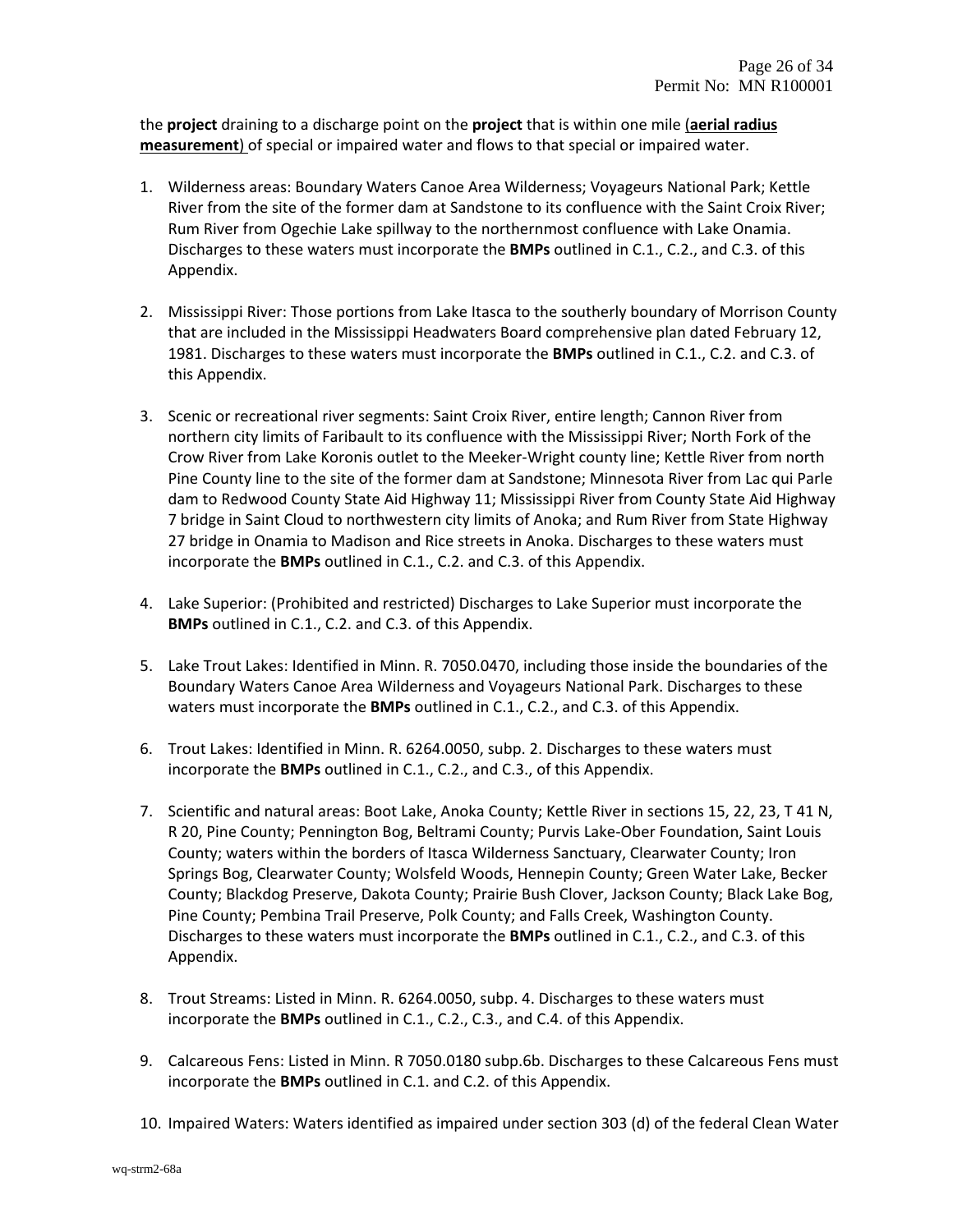the **project** draining to a discharge point on the **project** that is within one mile (**aerial radius measurement**) of special or impaired water and flows to that special or impaired water.

1. Wilderness areas: Boundary Waters Canoe Area Wilderness; Voyageurs National Park; Kettle River from the site of the former dam at Sandstone to its confluence with the Saint Croix River; Rum River from Ogechie Lake spillway to the northernmost confluence with Lake Onamia. Discharges to these waters must incorporate the **BMPs** outlined in C.1., C.2., and C.3. of this Appendix.

2. Mississippi River: Those portions from Lake Itasca to the southerly boundary of Morrison County that are included in the Mississippi Headwaters Board comprehensive plan dated February 12, 1981. Discharges to these waters must incorporate the **BMPs** outlined in C.1., C.2. and C.3. of this Appendix.

3. Scenic or recreational river segments: Saint Croix River, entire length; Cannon River from northern city limits of Faribault to its confluence with the Mississippi River; North Fork of the Crow River from Lake Koronis outlet to the Meeker-Wright county line; Kettle River from north Pine County line to the site of the former dam at Sandstone; Minnesota River from Lac qui Parle dam to Redwood County State Aid Highway 11; Mississippi River from County State Aid Highway 7 bridge in Saint Cloud to northwestern city limits of Anoka; and Rum River from State Highway 27 bridge in Onamia to Madison and Rice streets in Anoka. Discharges to these waters must incorporate the **BMPs** outlined in C.1., C.2. and C.3. of this Appendix.

4. Lake Superior: (Prohibited and restricted) Discharges to Lake Superior must incorporate the **BMPs** outlined in C.1., C.2. and C.3. of this Appendix.

5. Lake Trout Lakes: Identified in Minn. R. 7050.0470, including those inside the boundaries of the Boundary Waters Canoe Area Wilderness and Voyageurs National Park. Discharges to these waters must incorporate the **BMPs** outlined in C.1., C.2., and C.3. of this Appendix.

6. Trout Lakes: Identified in Minn. R. 6264.0050, subp. 2. Discharges to these waters must incorporate the **BMPs** outlined in C.1., C.2., and C.3., of this Appendix.

7. Scientific and natural areas: Boot Lake, Anoka County; Kettle River in sections 15, 22, 23, T 41 N, R 20, Pine County; Pennington Bog, Beltrami County; Purvis Lake-Ober Foundation, Saint Louis County; waters within the borders of Itasca Wilderness Sanctuary, Clearwater County; Iron Springs Bog, Clearwater County; Wolsfeld Woods, Hennepin County; Green Water Lake, Becker County; Blackdog Preserve, Dakota County; Prairie Bush Clover, Jackson County; Black Lake Bog, Pine County; Pembina Trail Preserve, Polk County; and Falls Creek, Washington County. Discharges to these waters must incorporate the **BMPs** outlined in C.1., C.2., and C.3. of this Appendix.

8. Trout Streams: Listed in Minn. R. 6264.0050, subp. 4. Discharges to these waters must incorporate the **BMPs** outlined in C.1., C.2., C.3., and C.4. of this Appendix.

9. Calcareous Fens: Listed in Minn. R 7050.0180 subp.6b. Discharges to these Calcareous Fens must incorporate the **BMPs** outlined in C.1. and C.2. of this Appendix.

10. Impaired Waters: Waters identified as impaired under section 303 (d) of the federal Clean Water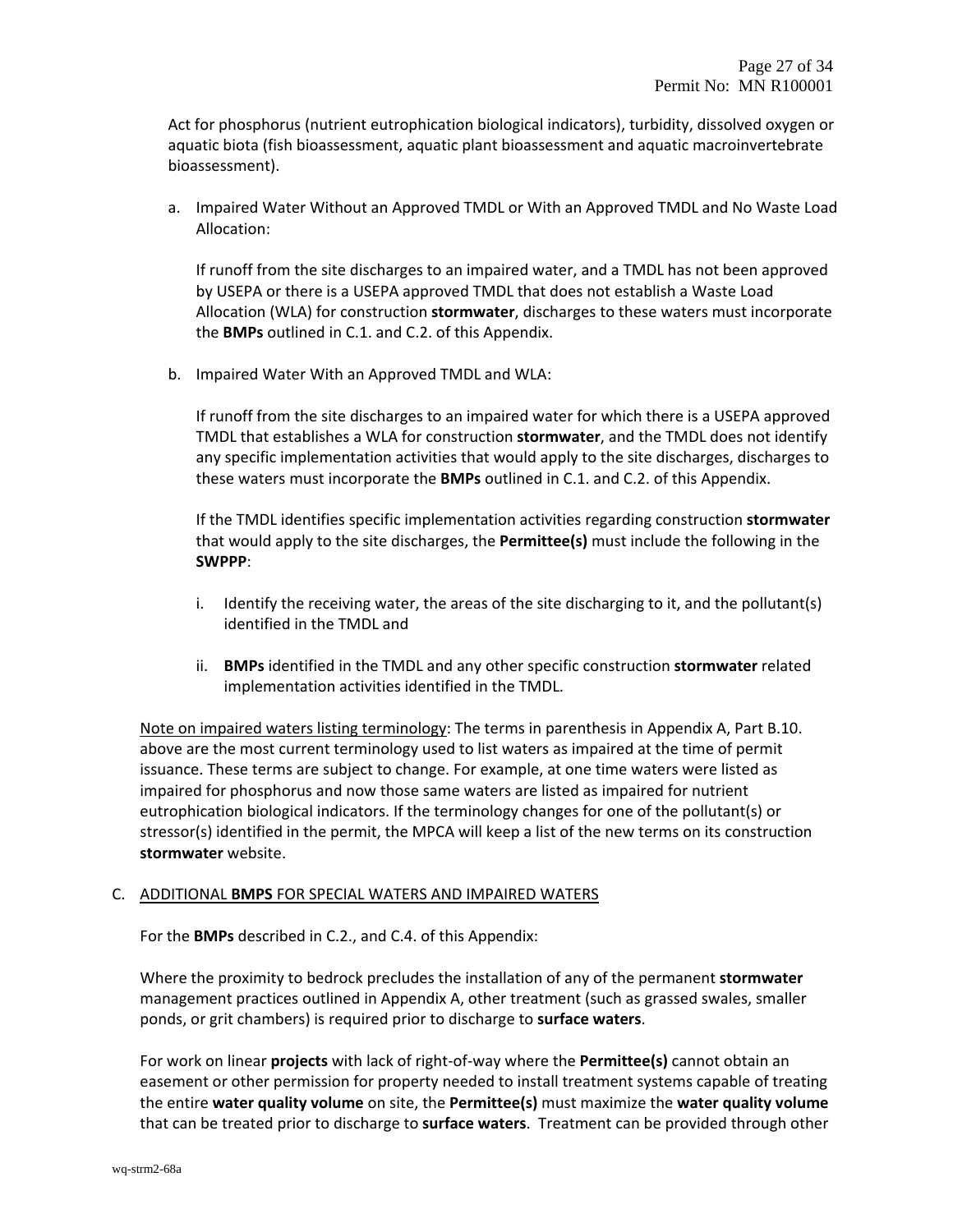Act for phosphorus (nutrient eutrophication biological indicators), turbidity, dissolved oxygen or aquatic biota (fish bioassessment, aquatic plant bioassessment and aquatic macroinvertebrate bioassessment).

a. Impaired Water Without an Approved TMDL or With an Approved TMDL and No Waste Load Allocation:

   If runoff from the site discharges to an impaired water, and a TMDL has not been approved by USEPA or there is a USEPA approved TMDL that does not establish a Waste Load Allocation (WLA) for construction **stormwater**, discharges to these waters must incorporate the **BMPs** outlined in C.1. and C.2. of this Appendix.

b. Impaired Water With an Approved TMDL and WLA:

   If runoff from the site discharges to an impaired water for which there is a USEPA approved TMDL that establishes a WLA for construction **stormwater**, and the TMDL does not identify any specific implementation activities that would apply to the site discharges, discharges to these waters must incorporate the **BMPs** outlined in C.1. and C.2. of this Appendix.

   If the TMDL identifies specific implementation activities regarding construction **stormwater** that would apply to the site discharges, the **Permittee(s)** must include the following in the **SWPPP**:

   i. Identify the receiving water, the areas of the site discharging to it, and the pollutant(s) identified in the TMDL and

   ii. **BMPs** identified in the TMDL and any other specific construction **stormwater** related implementation activities identified in the TMDL.

Note on impaired waters listing terminology: The terms in parenthesis in Appendix A, Part B.10. above are the most current terminology used to list waters as impaired at the time of permit issuance. These terms are subject to change. For example, at one time waters were listed as impaired for phosphorus and now those same waters are listed as impaired for nutrient eutrophication biological indicators. If the terminology changes for one of the pollutant(s) or stressor(s) identified in the permit, the MPCA will keep a list of the new terms on its construction **stormwater** website.

## C. ADDITIONAL BMPS FOR SPECIAL WATERS AND IMPAIRED WATERS

For the **BMPs** described in C.2., and C.4. of this Appendix:

Where the proximity to bedrock precludes the installation of any of the permanent **stormwater** management practices outlined in Appendix A, other treatment (such as grassed swales, smaller ponds, or grit chambers) is required prior to discharge to **surface waters**.

For work on linear **projects** with lack of right-of-way where the **Permittee(s)** cannot obtain an easement or other permission for property needed to install treatment systems capable of treating the entire **water quality volume** on site, the **Permittee(s)** must maximize the **water quality volume** that can be treated prior to discharge to **surface waters**. Treatment can be provided through other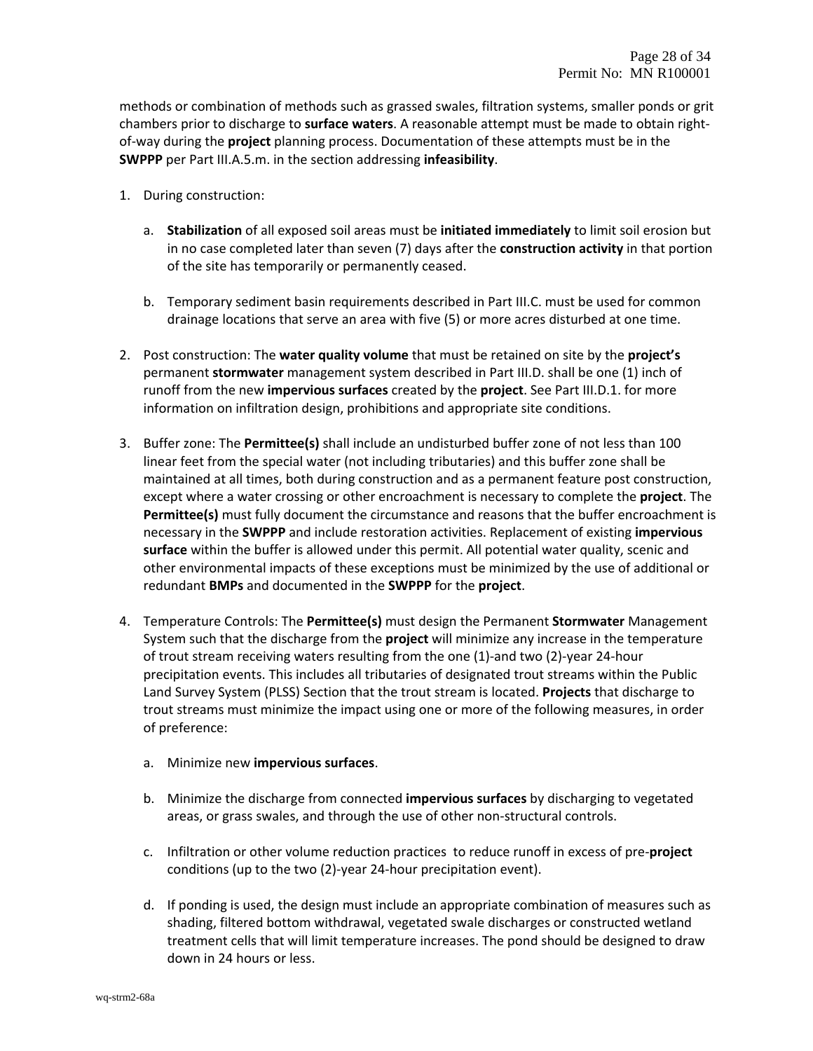methods or combination of methods such as grassed swales, filtration systems, smaller ponds or grit chambers prior to discharge to **surface waters**. A reasonable attempt must be made to obtain right-of-way during the **project** planning process. Documentation of these attempts must be in the **SWPPP** per Part III.A.5.m. in the section addressing **infeasibility**.

1. During construction:

   a. **Stabilization** of all exposed soil areas must be **initiated immediately** to limit soil erosion but in no case completed later than seven (7) days after the **construction activity** in that portion of the site has temporarily or permanently ceased.

   b. Temporary sediment basin requirements described in Part III.C. must be used for common drainage locations that serve an area with five (5) or more acres disturbed at one time.

2. Post construction: The **water quality volume** that must be retained on site by the **project's** permanent **stormwater** management system described in Part III.D. shall be one (1) inch of runoff from the new **impervious surfaces** created by the **project**. See Part III.D.1. for more information on infiltration design, prohibitions and appropriate site conditions.

3. Buffer zone: The **Permittee(s)** shall include an undisturbed buffer zone of not less than 100 linear feet from the special water (not including tributaries) and this buffer zone shall be maintained at all times, both during construction and as a permanent feature post construction, except where a water crossing or other encroachment is necessary to complete the **project**. The **Permittee(s)** must fully document the circumstance and reasons that the buffer encroachment is necessary in the **SWPPP** and include restoration activities. Replacement of existing **impervious surface** within the buffer is allowed under this permit. All potential water quality, scenic and other environmental impacts of these exceptions must be minimized by the use of additional or redundant **BMPs** and documented in the **SWPPP** for the **project**.

4. Temperature Controls: The **Permittee(s)** must design the Permanent **Stormwater** Management System such that the discharge from the **project** will minimize any increase in the temperature of trout stream receiving waters resulting from the one (1)-and two (2)-year 24-hour precipitation events. This includes all tributaries of designated trout streams within the Public Land Survey System (PLSS) Section that the trout stream is located. **Projects** that discharge to trout streams must minimize the impact using one or more of the following measures, in order of preference:

   a. Minimize new **impervious surfaces**.

   b. Minimize the discharge from connected **impervious surfaces** by discharging to vegetated areas, or grass swales, and through the use of other non-structural controls.

   c. Infiltration or other volume reduction practices to reduce runoff in excess of pre-**project** conditions (up to the two (2)-year 24-hour precipitation event).

   d. If ponding is used, the design must include an appropriate combination of measures such as shading, filtered bottom withdrawal, vegetated swale discharges or constructed wetland treatment cells that will limit temperature increases. The pond should be designed to draw down in 24 hours or less.

wq-strm2-68a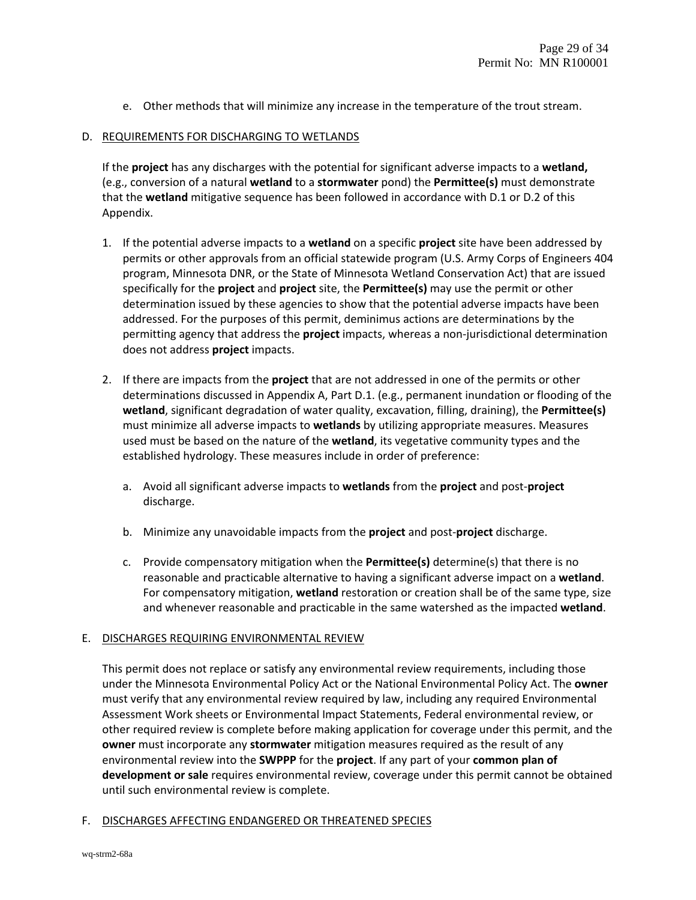e. Other methods that will minimize any increase in the temperature of the trout stream.

D. REQUIREMENTS FOR DISCHARGING TO WETLANDS

If the **project** has any discharges with the potential for significant adverse impacts to a **wetland,** (e.g., conversion of a natural **wetland** to a **stormwater** pond) the **Permittee(s)** must demonstrate that the **wetland** mitigative sequence has been followed in accordance with D.1 or D.2 of this Appendix.

1. If the potential adverse impacts to a **wetland** on a specific **project** site have been addressed by permits or other approvals from an official statewide program (U.S. Army Corps of Engineers 404 program, Minnesota DNR, or the State of Minnesota Wetland Conservation Act) that are issued specifically for the **project** and **project** site, the **Permittee(s)** may use the permit or other determination issued by these agencies to show that the potential adverse impacts have been addressed. For the purposes of this permit, deminimus actions are determinations by the permitting agency that address the **project** impacts, whereas a non-jurisdictional determination does not address **project** impacts.

2. If there are impacts from the **project** that are not addressed in one of the permits or other determinations discussed in Appendix A, Part D.1. (e.g., permanent inundation or flooding of the **wetland**, significant degradation of water quality, excavation, filling, draining), the **Permittee(s)** must minimize all adverse impacts to **wetlands** by utilizing appropriate measures. Measures used must be based on the nature of the **wetland**, its vegetative community types and the established hydrology. These measures include in order of preference:

   a. Avoid all significant adverse impacts to **wetlands** from the **project** and post-**project** discharge.

   b. Minimize any unavoidable impacts from the **project** and post-**project** discharge.

   c. Provide compensatory mitigation when the **Permittee(s)** determine(s) that there is no reasonable and practicable alternative to having a significant adverse impact on a **wetland**. For compensatory mitigation, **wetland** restoration or creation shall be of the same type, size and whenever reasonable and practicable in the same watershed as the impacted **wetland**.

E. DISCHARGES REQUIRING ENVIRONMENTAL REVIEW

This permit does not replace or satisfy any environmental review requirements, including those under the Minnesota Environmental Policy Act or the National Environmental Policy Act. The **owner** must verify that any environmental review required by law, including any required Environmental Assessment Work sheets or Environmental Impact Statements, Federal environmental review, or other required review is complete before making application for coverage under this permit, and the **owner** must incorporate any **stormwater** mitigation measures required as the result of any environmental review into the **SWPPP** for the **project**. If any part of your **common plan of development or sale** requires environmental review, coverage under this permit cannot be obtained until such environmental review is complete.

F. DISCHARGES AFFECTING ENDANGERED OR THREATENED SPECIES

wq-strm2-68a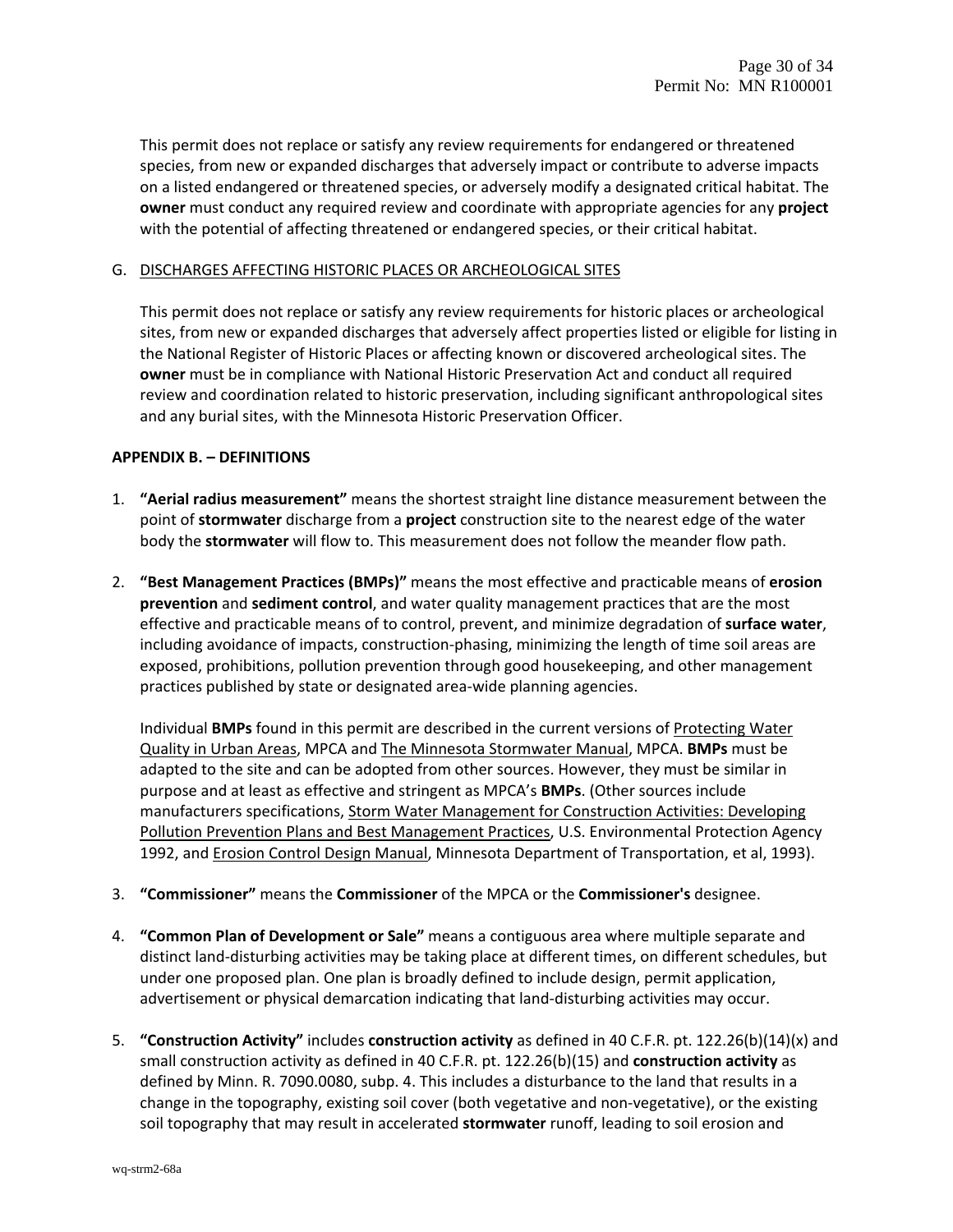This permit does not replace or satisfy any review requirements for endangered or threatened species, from new or expanded discharges that adversely impact or contribute to adverse impacts on a listed endangered or threatened species, or adversely modify a designated critical habitat. The **owner** must conduct any required review and coordinate with appropriate agencies for any **project** with the potential of affecting threatened or endangered species, or their critical habitat.

G. DISCHARGES AFFECTING HISTORIC PLACES OR ARCHEOLOGICAL SITES

This permit does not replace or satisfy any review requirements for historic places or archeological sites, from new or expanded discharges that adversely affect properties listed or eligible for listing in the National Register of Historic Places or affecting known or discovered archeological sites. The **owner** must be in compliance with National Historic Preservation Act and conduct all required review and coordination related to historic preservation, including significant anthropological sites and any burial sites, with the Minnesota Historic Preservation Officer.

**APPENDIX B. – DEFINITIONS**

1. **"Aerial radius measurement"** means the shortest straight line distance measurement between the point of **stormwater** discharge from a **project** construction site to the nearest edge of the water body the **stormwater** will flow to. This measurement does not follow the meander flow path.

2. **"Best Management Practices (BMPs)"** means the most effective and practicable means of **erosion prevention** and **sediment control**, and water quality management practices that are the most effective and practicable means of to control, prevent, and minimize degradation of **surface water**, including avoidance of impacts, construction-phasing, minimizing the length of time soil areas are exposed, prohibitions, pollution prevention through good housekeeping, and other management practices published by state or designated area-wide planning agencies.

   Individual **BMPs** found in this permit are described in the current versions of Protecting Water Quality in Urban Areas, MPCA and The Minnesota Stormwater Manual, MPCA. **BMPs** must be adapted to the site and can be adopted from other sources. However, they must be similar in purpose and at least as effective and stringent as MPCA's **BMPs**. (Other sources include manufacturers specifications, Storm Water Management for Construction Activities: Developing Pollution Prevention Plans and Best Management Practices, U.S. Environmental Protection Agency 1992, and Erosion Control Design Manual, Minnesota Department of Transportation, et al, 1993).

3. **"Commissioner"** means the **Commissioner** of the MPCA or the **Commissioner's** designee.

4. **"Common Plan of Development or Sale"** means a contiguous area where multiple separate and distinct land-disturbing activities may be taking place at different times, on different schedules, but under one proposed plan. One plan is broadly defined to include design, permit application, advertisement or physical demarcation indicating that land-disturbing activities may occur.

5. **"Construction Activity"** includes **construction activity** as defined in 40 C.F.R. pt. 122.26(b)(14)(x) and small construction activity as defined in 40 C.F.R. pt. 122.26(b)(15) and **construction activity** as defined by Minn. R. 7090.0080, subp. 4. This includes a disturbance to the land that results in a change in the topography, existing soil cover (both vegetative and non-vegetative), or the existing soil topography that may result in accelerated **stormwater** runoff, leading to soil erosion and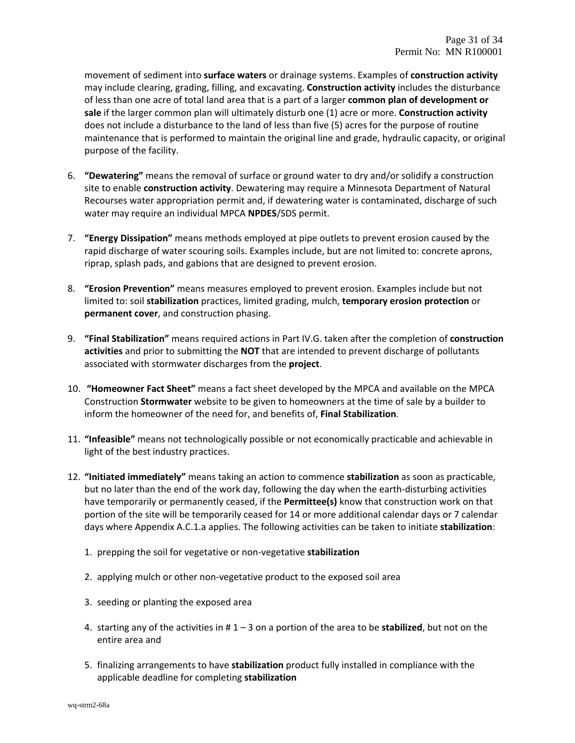movement of sediment into **surface waters** or drainage systems. Examples of **construction activity** may include clearing, grading, filling, and excavating. **Construction activity** includes the disturbance of less than one acre of total land area that is a part of a larger **common plan of development or sale** if the larger common plan will ultimately disturb one (1) acre or more. **Construction activity** does not include a disturbance to the land of less than five (5) acres for the purpose of routine maintenance that is performed to maintain the original line and grade, hydraulic capacity, or original purpose of the facility.

6. **"Dewatering"** means the removal of surface or ground water to dry and/or solidify a construction site to enable **construction activity**. Dewatering may require a Minnesota Department of Natural Recourses water appropriation permit and, if dewatering water is contaminated, discharge of such water may require an individual MPCA **NPDES**/SDS permit.

7. **"Energy Dissipation"** means methods employed at pipe outlets to prevent erosion caused by the rapid discharge of water scouring soils. Examples include, but are not limited to: concrete aprons, riprap, splash pads, and gabions that are designed to prevent erosion.

8. **"Erosion Prevention"** means measures employed to prevent erosion. Examples include but not limited to: soil **stabilization** practices, limited grading, mulch, **temporary erosion protection** or **permanent cover**, and construction phasing.

9. **"Final Stabilization"** means required actions in Part IV.G. taken after the completion of **construction activities** and prior to submitting the **NOT** that are intended to prevent discharge of pollutants associated with stormwater discharges from the **project**.

10. **"Homeowner Fact Sheet"** means a fact sheet developed by the MPCA and available on the MPCA Construction **Stormwater** website to be given to homeowners at the time of sale by a builder to inform the homeowner of the need for, and benefits of, **Final Stabilization**.

11. **"Infeasible"** means not technologically possible or not economically practicable and achievable in light of the best industry practices.

12. **"Initiated immediately"** means taking an action to commence **stabilization** as soon as practicable, but no later than the end of the work day, following the day when the earth-disturbing activities have temporarily or permanently ceased, if the **Permittee(s)** know that construction work on that portion of the site will be temporarily ceased for 14 or more additional calendar days or 7 calendar days where Appendix A.C.1.a applies. The following activities can be taken to initiate **stabilization**:

    1. prepping the soil for vegetative or non-vegetative **stabilization**

    2. applying mulch or other non-vegetative product to the exposed soil area

    3. seeding or planting the exposed area

    4. starting any of the activities in # 1 – 3 on a portion of the area to be **stabilized**, but not on the entire area and

    5. finalizing arrangements to have **stabilization** product fully installed in compliance with the applicable deadline for completing **stabilization**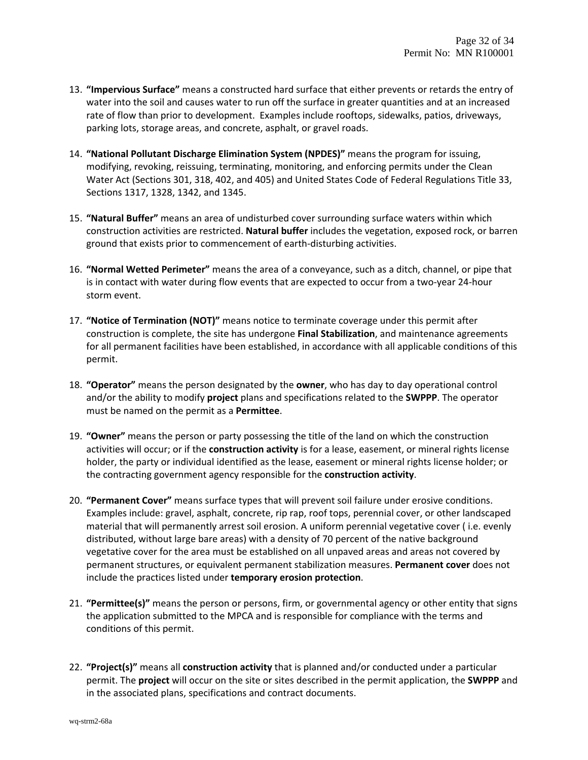13. **"Impervious Surface"** means a constructed hard surface that either prevents or retards the entry of water into the soil and causes water to run off the surface in greater quantities and at an increased rate of flow than prior to development. Examples include rooftops, sidewalks, patios, driveways, parking lots, storage areas, and concrete, asphalt, or gravel roads.

14. **"National Pollutant Discharge Elimination System (NPDES)"** means the program for issuing, modifying, revoking, reissuing, terminating, monitoring, and enforcing permits under the Clean Water Act (Sections 301, 318, 402, and 405) and United States Code of Federal Regulations Title 33, Sections 1317, 1328, 1342, and 1345.

15. **"Natural Buffer"** means an area of undisturbed cover surrounding surface waters within which construction activities are restricted. **Natural buffer** includes the vegetation, exposed rock, or barren ground that exists prior to commencement of earth-disturbing activities.

16. **"Normal Wetted Perimeter"** means the area of a conveyance, such as a ditch, channel, or pipe that is in contact with water during flow events that are expected to occur from a two-year 24-hour storm event.

17. **"Notice of Termination (NOT)"** means notice to terminate coverage under this permit after construction is complete, the site has undergone **Final Stabilization**, and maintenance agreements for all permanent facilities have been established, in accordance with all applicable conditions of this permit.

18. **"Operator"** means the person designated by the **owner**, who has day to day operational control and/or the ability to modify **project** plans and specifications related to the **SWPPP**. The operator must be named on the permit as a **Permittee**.

19. **"Owner"** means the person or party possessing the title of the land on which the construction activities will occur; or if the **construction activity** is for a lease, easement, or mineral rights license holder, the party or individual identified as the lease, easement or mineral rights license holder; or the contracting government agency responsible for the **construction activity**.

20. **"Permanent Cover"** means surface types that will prevent soil failure under erosive conditions. Examples include: gravel, asphalt, concrete, rip rap, roof tops, perennial cover, or other landscaped material that will permanently arrest soil erosion. A uniform perennial vegetative cover ( i.e. evenly distributed, without large bare areas) with a density of 70 percent of the native background vegetative cover for the area must be established on all unpaved areas and areas not covered by permanent structures, or equivalent permanent stabilization measures. **Permanent cover** does not include the practices listed under **temporary erosion protection**.

21. **"Permittee(s)"** means the person or persons, firm, or governmental agency or other entity that signs the application submitted to the MPCA and is responsible for compliance with the terms and conditions of this permit.

22. **"Project(s)"** means all **construction activity** that is planned and/or conducted under a particular permit. The **project** will occur on the site or sites described in the permit application, the **SWPPP** and in the associated plans, specifications and contract documents.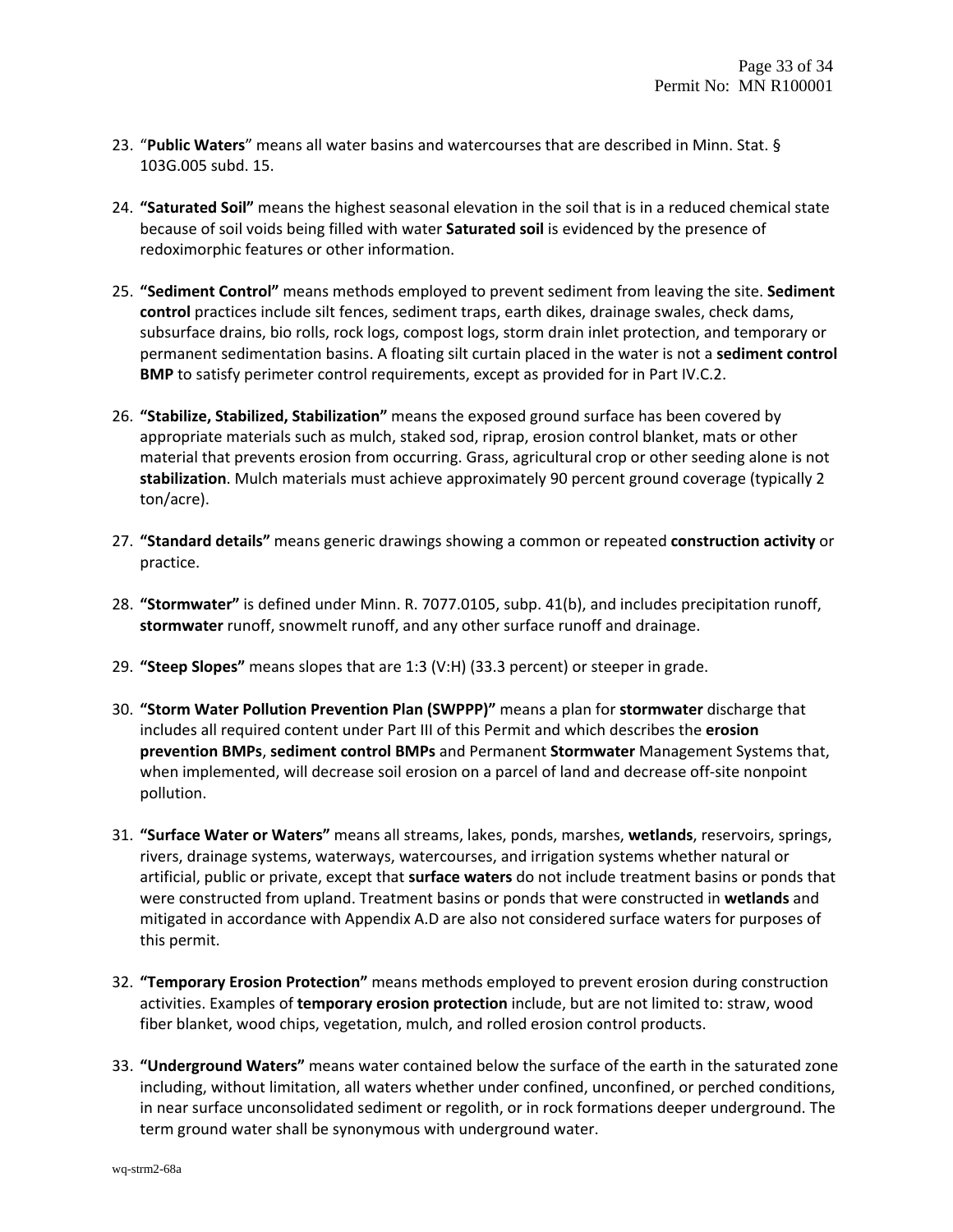23. "**Public Waters**" means all water basins and watercourses that are described in Minn. Stat. § 103G.005 subd. 15.

24. **"Saturated Soil"** means the highest seasonal elevation in the soil that is in a reduced chemical state because of soil voids being filled with water **Saturated soil** is evidenced by the presence of redoximorphic features or other information.

25. **"Sediment Control"** means methods employed to prevent sediment from leaving the site. **Sediment control** practices include silt fences, sediment traps, earth dikes, drainage swales, check dams, subsurface drains, bio rolls, rock logs, compost logs, storm drain inlet protection, and temporary or permanent sedimentation basins. A floating silt curtain placed in the water is not a **sediment control BMP** to satisfy perimeter control requirements, except as provided for in Part IV.C.2.

26. **"Stabilize, Stabilized, Stabilization"** means the exposed ground surface has been covered by appropriate materials such as mulch, staked sod, riprap, erosion control blanket, mats or other material that prevents erosion from occurring. Grass, agricultural crop or other seeding alone is not **stabilization**. Mulch materials must achieve approximately 90 percent ground coverage (typically 2 ton/acre).

27. **"Standard details"** means generic drawings showing a common or repeated **construction activity** or practice.

28. **"Stormwater"** is defined under Minn. R. 7077.0105, subp. 41(b), and includes precipitation runoff, **stormwater** runoff, snowmelt runoff, and any other surface runoff and drainage.

29. **"Steep Slopes"** means slopes that are 1:3 (V:H) (33.3 percent) or steeper in grade.

30. **"Storm Water Pollution Prevention Plan (SWPPP)"** means a plan for **stormwater** discharge that includes all required content under Part III of this Permit and which describes the **erosion prevention BMPs**, **sediment control BMPs** and Permanent **Stormwater** Management Systems that, when implemented, will decrease soil erosion on a parcel of land and decrease off-site nonpoint pollution.

31. **"Surface Water or Waters"** means all streams, lakes, ponds, marshes, **wetlands**, reservoirs, springs, rivers, drainage systems, waterways, watercourses, and irrigation systems whether natural or artificial, public or private, except that **surface waters** do not include treatment basins or ponds that were constructed from upland. Treatment basins or ponds that were constructed in **wetlands** and mitigated in accordance with Appendix A.D are also not considered surface waters for purposes of this permit.

32. **"Temporary Erosion Protection"** means methods employed to prevent erosion during construction activities. Examples of **temporary erosion protection** include, but are not limited to: straw, wood fiber blanket, wood chips, vegetation, mulch, and rolled erosion control products.

33. **"Underground Waters"** means water contained below the surface of the earth in the saturated zone including, without limitation, all waters whether under confined, unconfined, or perched conditions, in near surface unconsolidated sediment or regolith, or in rock formations deeper underground. The term ground water shall be synonymous with underground water.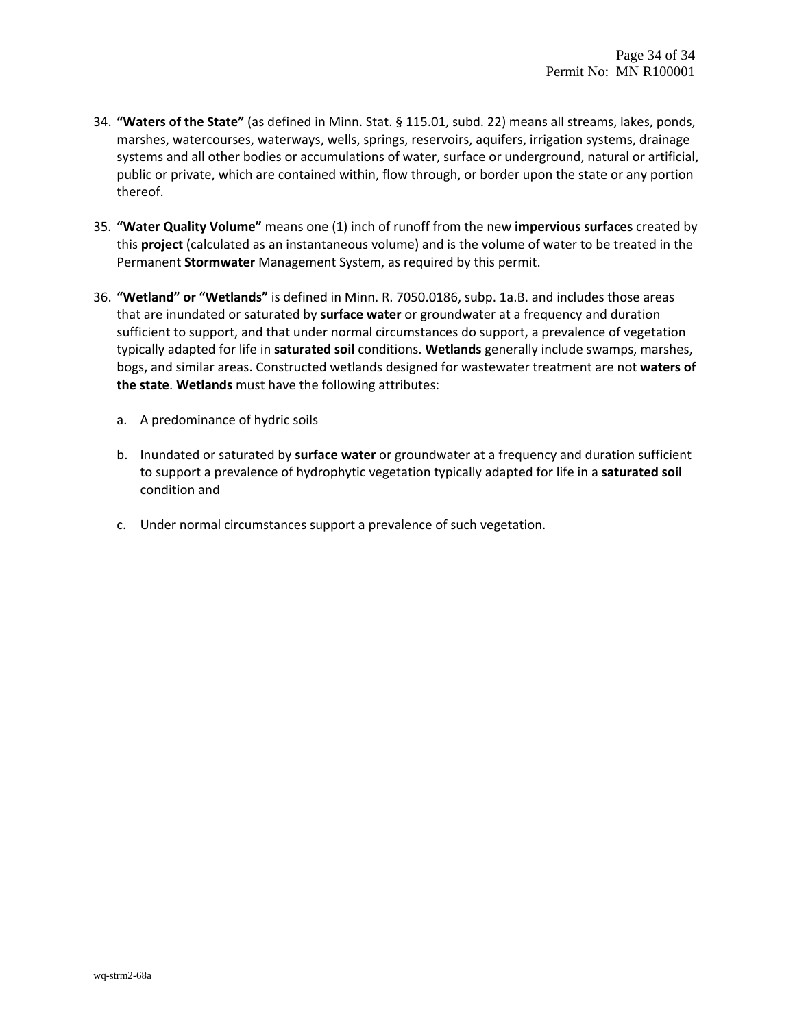34. **"Waters of the State"** (as defined in Minn. Stat. § 115.01, subd. 22) means all streams, lakes, ponds, marshes, watercourses, waterways, wells, springs, reservoirs, aquifers, irrigation systems, drainage systems and all other bodies or accumulations of water, surface or underground, natural or artificial, public or private, which are contained within, flow through, or border upon the state or any portion thereof.

35. **"Water Quality Volume"** means one (1) inch of runoff from the new **impervious surfaces** created by this **project** (calculated as an instantaneous volume) and is the volume of water to be treated in the Permanent **Stormwater** Management System, as required by this permit.

36. **"Wetland" or "Wetlands"** is defined in Minn. R. 7050.0186, subp. 1a.B. and includes those areas that are inundated or saturated by **surface water** or groundwater at a frequency and duration sufficient to support, and that under normal circumstances do support, a prevalence of vegetation typically adapted for life in **saturated soil** conditions. **Wetlands** generally include swamps, marshes, bogs, and similar areas. Constructed wetlands designed for wastewater treatment are not **waters of the state**. **Wetlands** must have the following attributes:

    a. A predominance of hydric soils

    b. Inundated or saturated by **surface water** or groundwater at a frequency and duration sufficient to support a prevalence of hydrophytic vegetation typically adapted for life in a **saturated soil** condition and

    c. Under normal circumstances support a prevalence of such vegetation.